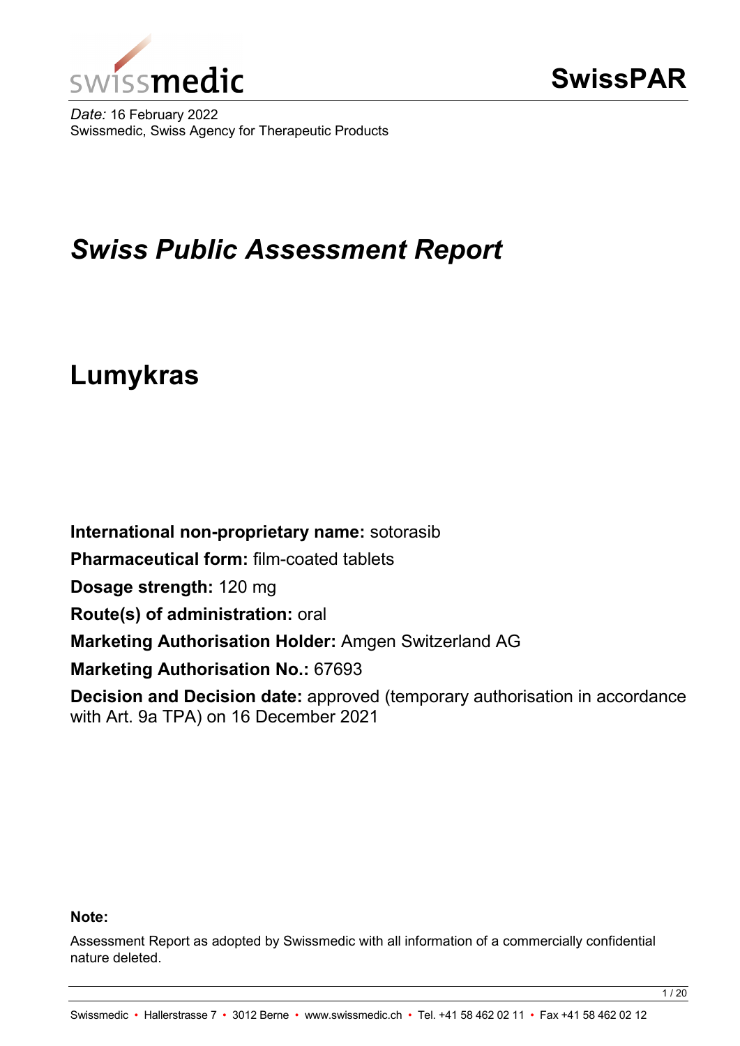swissmedic

# SwissPAR

*Date:* 16 February 2022
Swissmedic, Swiss Agency for Therapeutic Products

# *Swiss Public Assessment Report*

# Lumykras

**International non-proprietary name:** sotorasib

**Pharmaceutical form:** film-coated tablets

**Dosage strength:** 120 mg

**Route(s) of administration:** oral

**Marketing Authorisation Holder:** Amgen Switzerland AG

**Marketing Authorisation No.:** 67693

**Decision and Decision date:** approved (temporary authorisation in accordance with Art. 9a TPA) on 16 December 2021

**Note:**

Assessment Report as adopted by Swissmedic with all information of a commercially confidential nature deleted.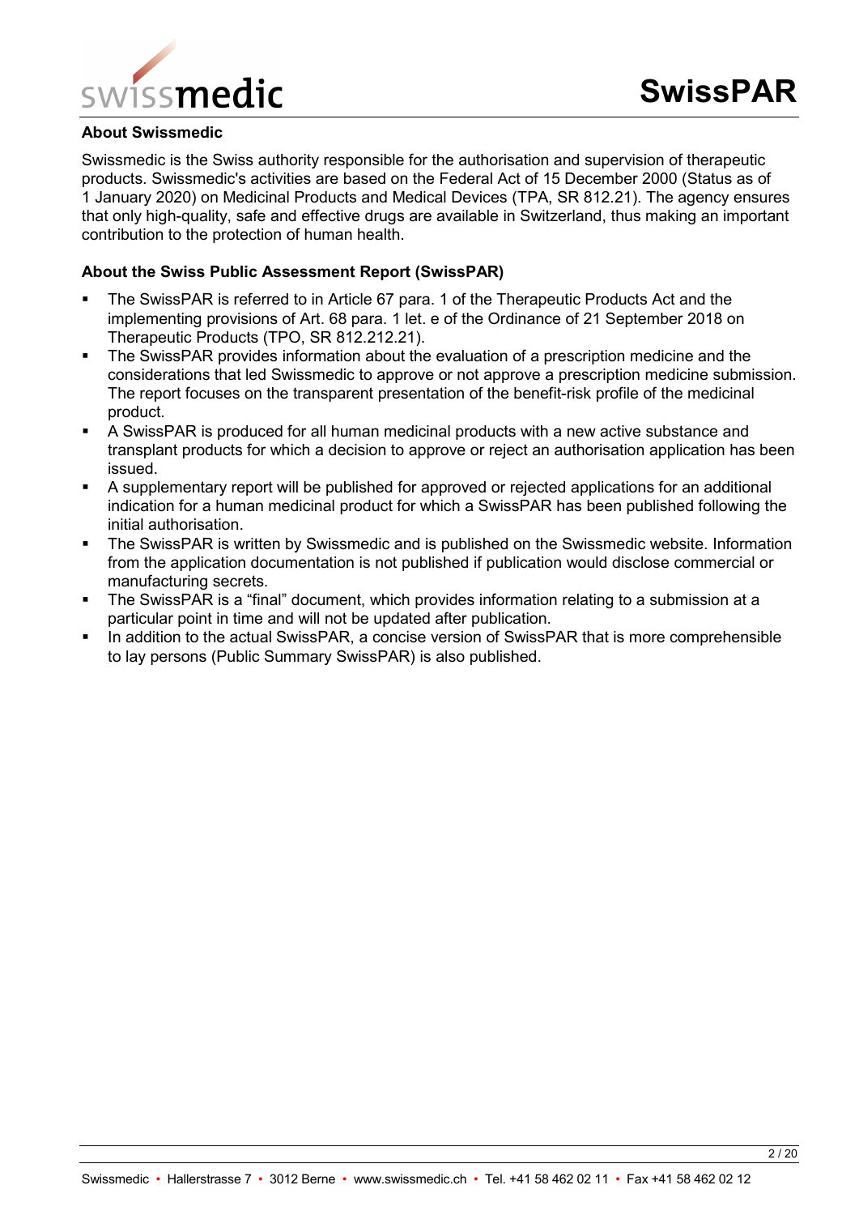### About Swissmedic

Swissmedic is the Swiss authority responsible for the authorisation and supervision of therapeutic products. Swissmedic's activities are based on the Federal Act of 15 December 2000 (Status as of 1 January 2020) on Medicinal Products and Medical Devices (TPA, SR 812.21). The agency ensures that only high-quality, safe and effective drugs are available in Switzerland, thus making an important contribution to the protection of human health.

### About the Swiss Public Assessment Report (SwissPAR)

- The SwissPAR is referred to in Article 67 para. 1 of the Therapeutic Products Act and the implementing provisions of Art. 68 para. 1 let. e of the Ordinance of 21 September 2018 on Therapeutic Products (TPO, SR 812.212.21).
- The SwissPAR provides information about the evaluation of a prescription medicine and the considerations that led Swissmedic to approve or not approve a prescription medicine submission. The report focuses on the transparent presentation of the benefit-risk profile of the medicinal product.
- A SwissPAR is produced for all human medicinal products with a new active substance and transplant products for which a decision to approve or reject an authorisation application has been issued.
- A supplementary report will be published for approved or rejected applications for an additional indication for a human medicinal product for which a SwissPAR has been published following the initial authorisation.
- The SwissPAR is written by Swissmedic and is published on the Swissmedic website. Information from the application documentation is not published if publication would disclose commercial or manufacturing secrets.
- The SwissPAR is a "final" document, which provides information relating to a submission at a particular point in time and will not be updated after publication.
- In addition to the actual SwissPAR, a concise version of SwissPAR that is more comprehensible to lay persons (Public Summary SwissPAR) is also published.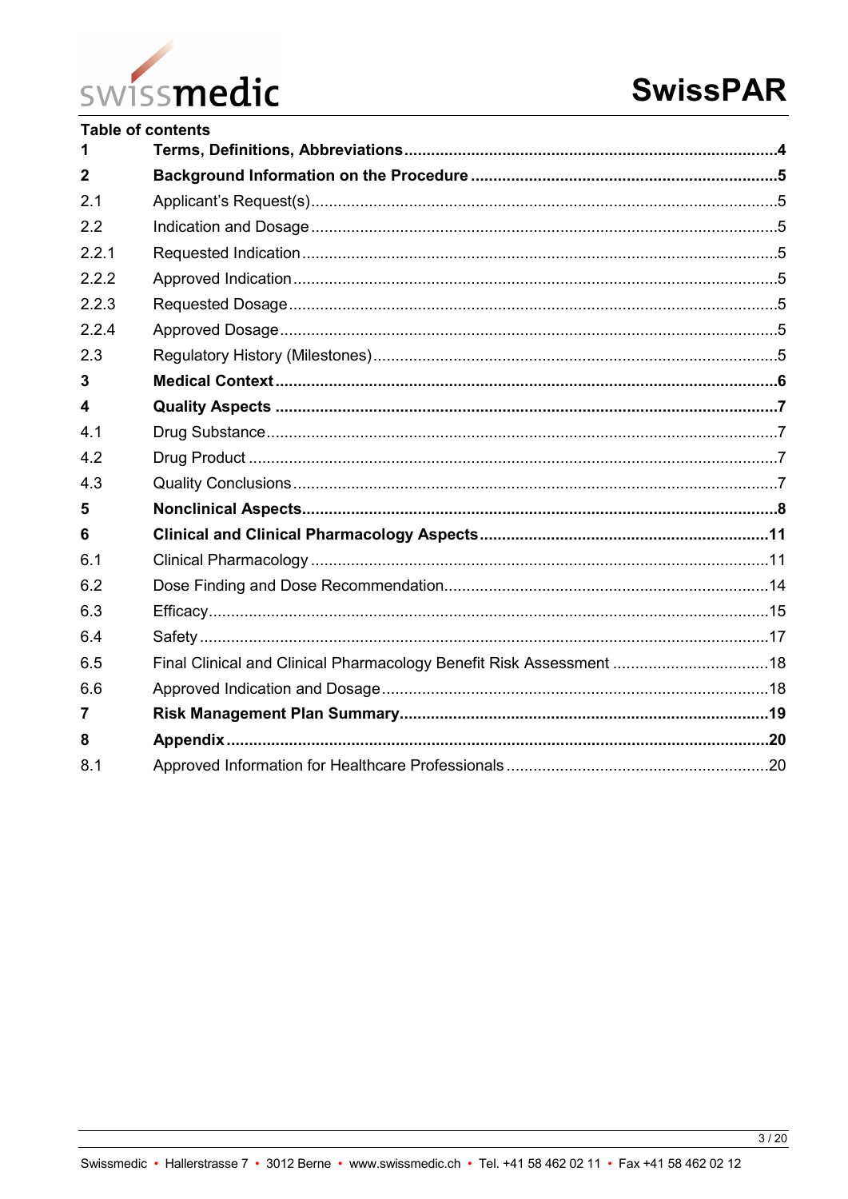**Table of contents**

| | | |
|---|---|---|
| **1** | **Terms, Definitions, Abbreviations** | **4** |
| **2** | **Background Information on the Procedure** | **5** |
| 2.1 | Applicant's Request(s) | 5 |
| 2.2 | Indication and Dosage | 5 |
| 2.2.1 | Requested Indication | 5 |
| 2.2.2 | Approved Indication | 5 |
| 2.2.3 | Requested Dosage | 5 |
| 2.2.4 | Approved Dosage | 5 |
| 2.3 | Regulatory History (Milestones) | 5 |
| **3** | **Medical Context** | **6** |
| **4** | **Quality Aspects** | **7** |
| 4.1 | Drug Substance | 7 |
| 4.2 | Drug Product | 7 |
| 4.3 | Quality Conclusions | 7 |
| **5** | **Nonclinical Aspects** | **8** |
| **6** | **Clinical and Clinical Pharmacology Aspects** | **11** |
| 6.1 | Clinical Pharmacology | 11 |
| 6.2 | Dose Finding and Dose Recommendation | 14 |
| 6.3 | Efficacy | 15 |
| 6.4 | Safety | 17 |
| 6.5 | Final Clinical and Clinical Pharmacology Benefit Risk Assessment | 18 |
| 6.6 | Approved Indication and Dosage | 18 |
| **7** | **Risk Management Plan Summary** | **19** |
| **8** | **Appendix** | **20** |
| 8.1 | Approved Information for Healthcare Professionals | 20 |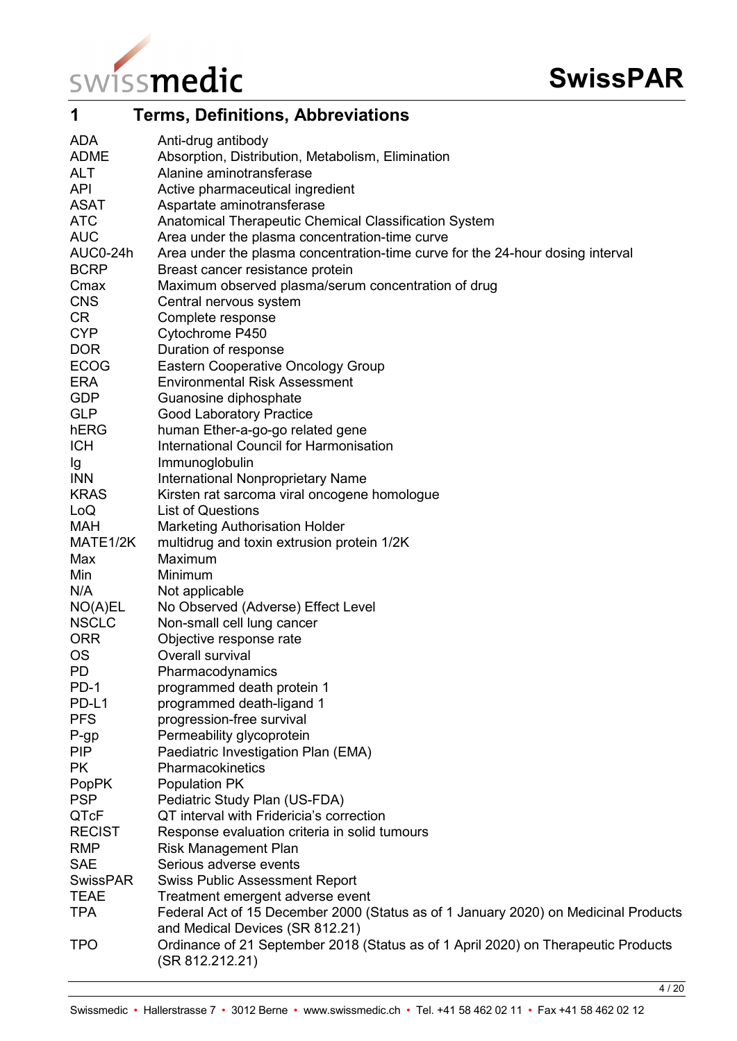# 1 Terms, Definitions, Abbreviations

| | |
|---|---|
| ADA | Anti-drug antibody |
| ADME | Absorption, Distribution, Metabolism, Elimination |
| ALT | Alanine aminotransferase |
| API | Active pharmaceutical ingredient |
| ASAT | Aspartate aminotransferase |
| ATC | Anatomical Therapeutic Chemical Classification System |
| AUC | Area under the plasma concentration-time curve |
| AUC0-24h | Area under the plasma concentration-time curve for the 24-hour dosing interval |
| BCRP | Breast cancer resistance protein |
| Cmax | Maximum observed plasma/serum concentration of drug |
| CNS | Central nervous system |
| CR | Complete response |
| CYP | Cytochrome P450 |
| DOR | Duration of response |
| ECOG | Eastern Cooperative Oncology Group |
| ERA | Environmental Risk Assessment |
| GDP | Guanosine diphosphate |
| GLP | Good Laboratory Practice |
| hERG | human Ether-a-go-go related gene |
| ICH | International Council for Harmonisation |
| Ig | Immunoglobulin |
| INN | International Nonproprietary Name |
| KRAS | Kirsten rat sarcoma viral oncogene homologue |
| LoQ | List of Questions |
| MAH | Marketing Authorisation Holder |
| MATE1/2K | multidrug and toxin extrusion protein 1/2K |
| Max | Maximum |
| Min | Minimum |
| N/A | Not applicable |
| NO(A)EL | No Observed (Adverse) Effect Level |
| NSCLC | Non-small cell lung cancer |
| ORR | Objective response rate |
| OS | Overall survival |
| PD | Pharmacodynamics |
| PD-1 | programmed death protein 1 |
| PD-L1 | programmed death-ligand 1 |
| PFS | progression-free survival |
| P-gp | Permeability glycoprotein |
| PIP | Paediatric Investigation Plan (EMA) |
| PK | Pharmacokinetics |
| PopPK | Population PK |
| PSP | Pediatric Study Plan (US-FDA) |
| QTcF | QT interval with Fridericia's correction |
| RECIST | Response evaluation criteria in solid tumours |
| RMP | Risk Management Plan |
| SAE | Serious adverse events |
| SwissPAR | Swiss Public Assessment Report |
| TEAE | Treatment emergent adverse event |
| TPA | Federal Act of 15 December 2000 (Status as of 1 January 2020) on Medicinal Products and Medical Devices (SR 812.21) |
| TPO | Ordinance of 21 September 2018 (Status as of 1 April 2020) on Therapeutic Products (SR 812.212.21) |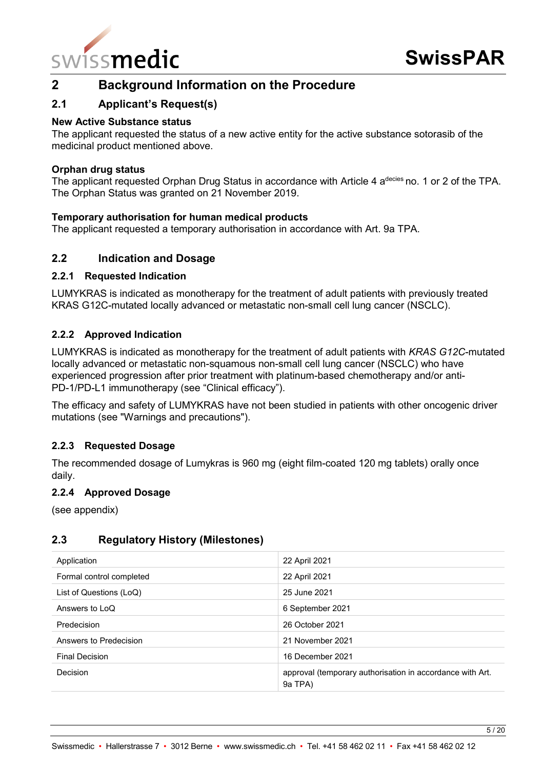## 2 Background Information on the Procedure

### 2.1 Applicant's Request(s)

**New Active Substance status**
The applicant requested the status of a new active entity for the active substance sotorasib of the medicinal product mentioned above.

**Orphan drug status**
The applicant requested Orphan Drug Status in accordance with Article 4 a[decies] no. 1 or 2 of the TPA. The Orphan Status was granted on 21 November 2019.

**Temporary authorisation for human medical products**
The applicant requested a temporary authorisation in accordance with Art. 9a TPA.

### 2.2 Indication and Dosage

#### 2.2.1 Requested Indication

LUMYKRAS is indicated as monotherapy for the treatment of adult patients with previously treated KRAS G12C-mutated locally advanced or metastatic non-small cell lung cancer (NSCLC).

#### 2.2.2 Approved Indication

LUMYKRAS is indicated as monotherapy for the treatment of adult patients with *KRAS G12C*-mutated locally advanced or metastatic non-squamous non-small cell lung cancer (NSCLC) who have experienced progression after prior treatment with platinum-based chemotherapy and/or anti-PD-1/PD-L1 immunotherapy (see "Clinical efficacy").

The efficacy and safety of LUMYKRAS have not been studied in patients with other oncogenic driver mutations (see "Warnings and precautions").

#### 2.2.3 Requested Dosage

The recommended dosage of Lumykras is 960 mg (eight film-coated 120 mg tablets) orally once daily.

#### 2.2.4 Approved Dosage

(see appendix)

### 2.3 Regulatory History (Milestones)

| | |
|---|---|
| Application | 22 April 2021 |
| Formal control completed | 22 April 2021 |
| List of Questions (LoQ) | 25 June 2021 |
| Answers to LoQ | 6 September 2021 |
| Predecision | 26 October 2021 |
| Answers to Predecision | 21 November 2021 |
| Final Decision | 16 December 2021 |
| Decision | approval (temporary authorisation in accordance with Art. 9a TPA) |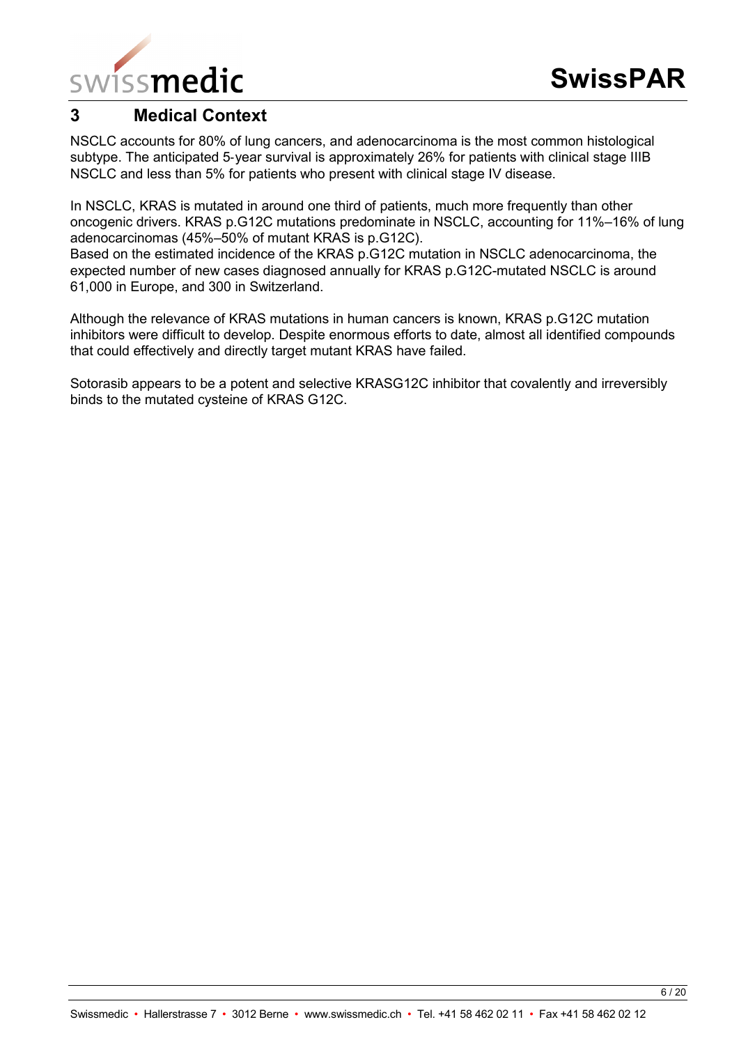# 3 Medical Context

NSCLC accounts for 80% of lung cancers, and adenocarcinoma is the most common histological subtype. The anticipated 5-year survival is approximately 26% for patients with clinical stage IIIB NSCLC and less than 5% for patients who present with clinical stage IV disease.

In NSCLC, KRAS is mutated in around one third of patients, much more frequently than other oncogenic drivers. KRAS p.G12C mutations predominate in NSCLC, accounting for 11%–16% of lung adenocarcinomas (45%–50% of mutant KRAS is p.G12C).
Based on the estimated incidence of the KRAS p.G12C mutation in NSCLC adenocarcinoma, the expected number of new cases diagnosed annually for KRAS p.G12C-mutated NSCLC is around 61,000 in Europe, and 300 in Switzerland.

Although the relevance of KRAS mutations in human cancers is known, KRAS p.G12C mutation inhibitors were difficult to develop. Despite enormous efforts to date, almost all identified compounds that could effectively and directly target mutant KRAS have failed.

Sotorasib appears to be a potent and selective KRASG12C inhibitor that covalently and irreversibly binds to the mutated cysteine of KRAS G12C.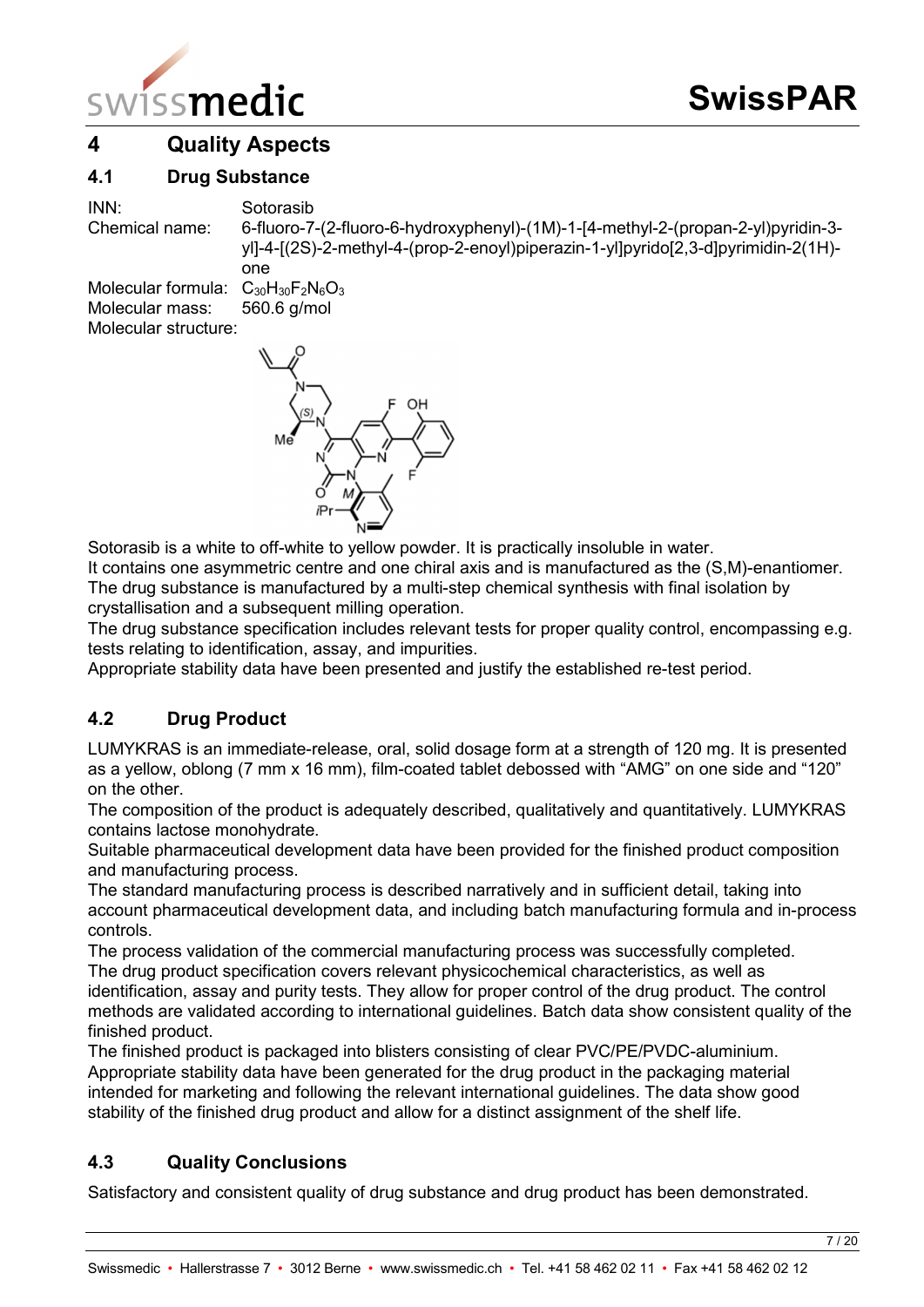# 4 Quality Aspects

## 4.1 Drug Substance

INN: Sotorasib

Chemical name: 6-fluoro-7-(2-fluoro-6-hydroxyphenyl)-(1M)-1-[4-methyl-2-(propan-2-yl)pyridin-3-yl]-4-[(2S)-2-methyl-4-(prop-2-enoyl)piperazin-1-yl]pyrido[2,3-d]pyrimidin-2(1H)-one

Molecular formula: $C_{30}H_{30}F_2N_6O_3$

Molecular mass: 560.6 g/mol

Molecular structure:

Sotorasib is a white to off-white to yellow powder. It is practically insoluble in water.
It contains one asymmetric centre and one chiral axis and is manufactured as the (S,M)-enantiomer.
The drug substance is manufactured by a multi-step chemical synthesis with final isolation by crystallisation and a subsequent milling operation.
The drug substance specification includes relevant tests for proper quality control, encompassing e.g. tests relating to identification, assay, and impurities.
Appropriate stability data have been presented and justify the established re-test period.

## 4.2 Drug Product

LUMYKRAS is an immediate-release, oral, solid dosage form at a strength of 120 mg. It is presented as a yellow, oblong (7 mm x 16 mm), film-coated tablet debossed with "AMG" on one side and "120" on the other.
The composition of the product is adequately described, qualitatively and quantitatively. LUMYKRAS contains lactose monohydrate.
Suitable pharmaceutical development data have been provided for the finished product composition and manufacturing process.
The standard manufacturing process is described narratively and in sufficient detail, taking into account pharmaceutical development data, and including batch manufacturing formula and in-process controls.
The process validation of the commercial manufacturing process was successfully completed.
The drug product specification covers relevant physicochemical characteristics, as well as identification, assay and purity tests. They allow for proper control of the drug product. The control methods are validated according to international guidelines. Batch data show consistent quality of the finished product.
The finished product is packaged into blisters consisting of clear PVC/PE/PVDC-aluminium.
Appropriate stability data have been generated for the drug product in the packaging material intended for marketing and following the relevant international guidelines. The data show good stability of the finished drug product and allow for a distinct assignment of the shelf life.

## 4.3 Quality Conclusions

Satisfactory and consistent quality of drug substance and drug product has been demonstrated.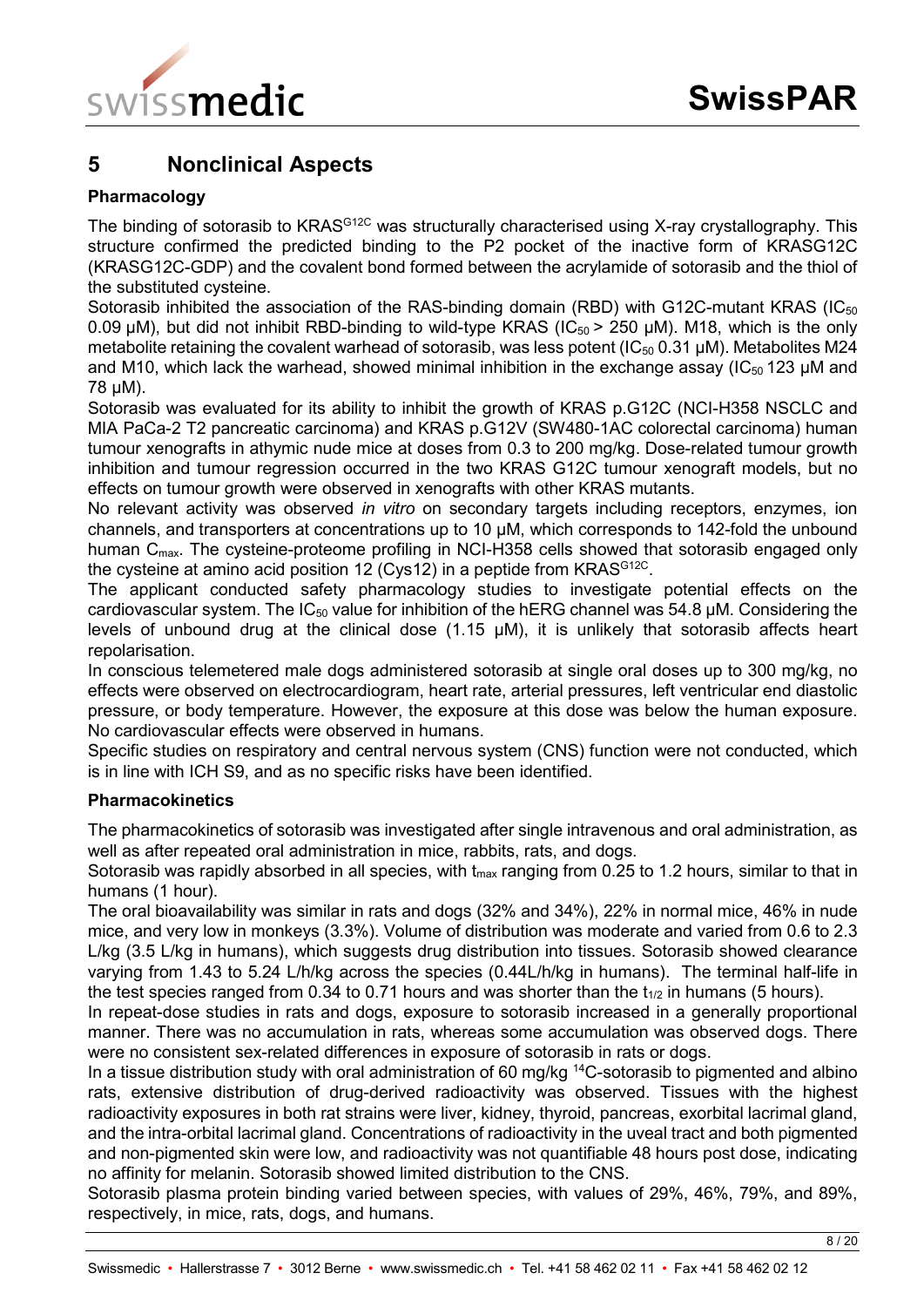## 5 Nonclinical Aspects

### Pharmacology

The binding of sotorasib to $KRAS^{G12C}$ was structurally characterised using X-ray crystallography. This structure confirmed the predicted binding to the P2 pocket of the inactive form of KRASG12C (KRASG12C-GDP) and the covalent bond formed between the acrylamide of sotorasib and the thiol of the substituted cysteine.

Sotorasib inhibited the association of the RAS-binding domain (RBD) with G12C-mutant KRAS ($IC_{50}$ 0.09 µM), but did not inhibit RBD-binding to wild-type KRAS ($IC_{50}$ > 250 µM). M18, which is the only metabolite retaining the covalent warhead of sotorasib, was less potent ($IC_{50}$ 0.31 µM). Metabolites M24 and M10, which lack the warhead, showed minimal inhibition in the exchange assay ($IC_{50}$ 123 µM and 78 µM).

Sotorasib was evaluated for its ability to inhibit the growth of KRAS p.G12C (NCI-H358 NSCLC and MIA PaCa-2 T2 pancreatic carcinoma) and KRAS p.G12V (SW480-1AC colorectal carcinoma) human tumour xenografts in athymic nude mice at doses from 0.3 to 200 mg/kg. Dose-related tumour growth inhibition and tumour regression occurred in the two KRAS G12C tumour xenograft models, but no effects on tumour growth were observed in xenografts with other KRAS mutants.

No relevant activity was observed *in vitro* on secondary targets including receptors, enzymes, ion channels, and transporters at concentrations up to 10 µM, which corresponds to 142-fold the unbound human $C_{max}$. The cysteine-proteome profiling in NCI-H358 cells showed that sotorasib engaged only the cysteine at amino acid position 12 (Cys12) in a peptide from $KRAS^{G12C}$.

The applicant conducted safety pharmacology studies to investigate potential effects on the cardiovascular system. The $IC_{50}$ value for inhibition of the hERG channel was 54.8 µM. Considering the levels of unbound drug at the clinical dose (1.15 µM), it is unlikely that sotorasib affects heart repolarisation.

In conscious telemetered male dogs administered sotorasib at single oral doses up to 300 mg/kg, no effects were observed on electrocardiogram, heart rate, arterial pressures, left ventricular end diastolic pressure, or body temperature. However, the exposure at this dose was below the human exposure. No cardiovascular effects were observed in humans.

Specific studies on respiratory and central nervous system (CNS) function were not conducted, which is in line with ICH S9, and as no specific risks have been identified.

### Pharmacokinetics

The pharmacokinetics of sotorasib was investigated after single intravenous and oral administration, as well as after repeated oral administration in mice, rabbits, rats, and dogs.

Sotorasib was rapidly absorbed in all species, with $t_{max}$ ranging from 0.25 to 1.2 hours, similar to that in humans (1 hour).

The oral bioavailability was similar in rats and dogs (32% and 34%), 22% in normal mice, 46% in nude mice, and very low in monkeys (3.3%). Volume of distribution was moderate and varied from 0.6 to 2.3 L/kg (3.5 L/kg in humans), which suggests drug distribution into tissues. Sotorasib showed clearance varying from 1.43 to 5.24 L/h/kg across the species (0.44L/h/kg in humans). The terminal half-life in the test species ranged from 0.34 to 0.71 hours and was shorter than the $t_{1/2}$ in humans (5 hours).

In repeat-dose studies in rats and dogs, exposure to sotorasib increased in a generally proportional manner. There was no accumulation in rats, whereas some accumulation was observed dogs. There were no consistent sex-related differences in exposure of sotorasib in rats or dogs.

In a tissue distribution study with oral administration of 60 mg/kg $^{14}C$-sotorasib to pigmented and albino rats, extensive distribution of drug-derived radioactivity was observed. Tissues with the highest radioactivity exposures in both rat strains were liver, kidney, thyroid, pancreas, exorbital lacrimal gland, and the intra-orbital lacrimal gland. Concentrations of radioactivity in the uveal tract and both pigmented and non-pigmented skin were low, and radioactivity was not quantifiable 48 hours post dose, indicating no affinity for melanin. Sotorasib showed limited distribution to the CNS.

Sotorasib plasma protein binding varied between species, with values of 29%, 46%, 79%, and 89%, respectively, in mice, rats, dogs, and humans.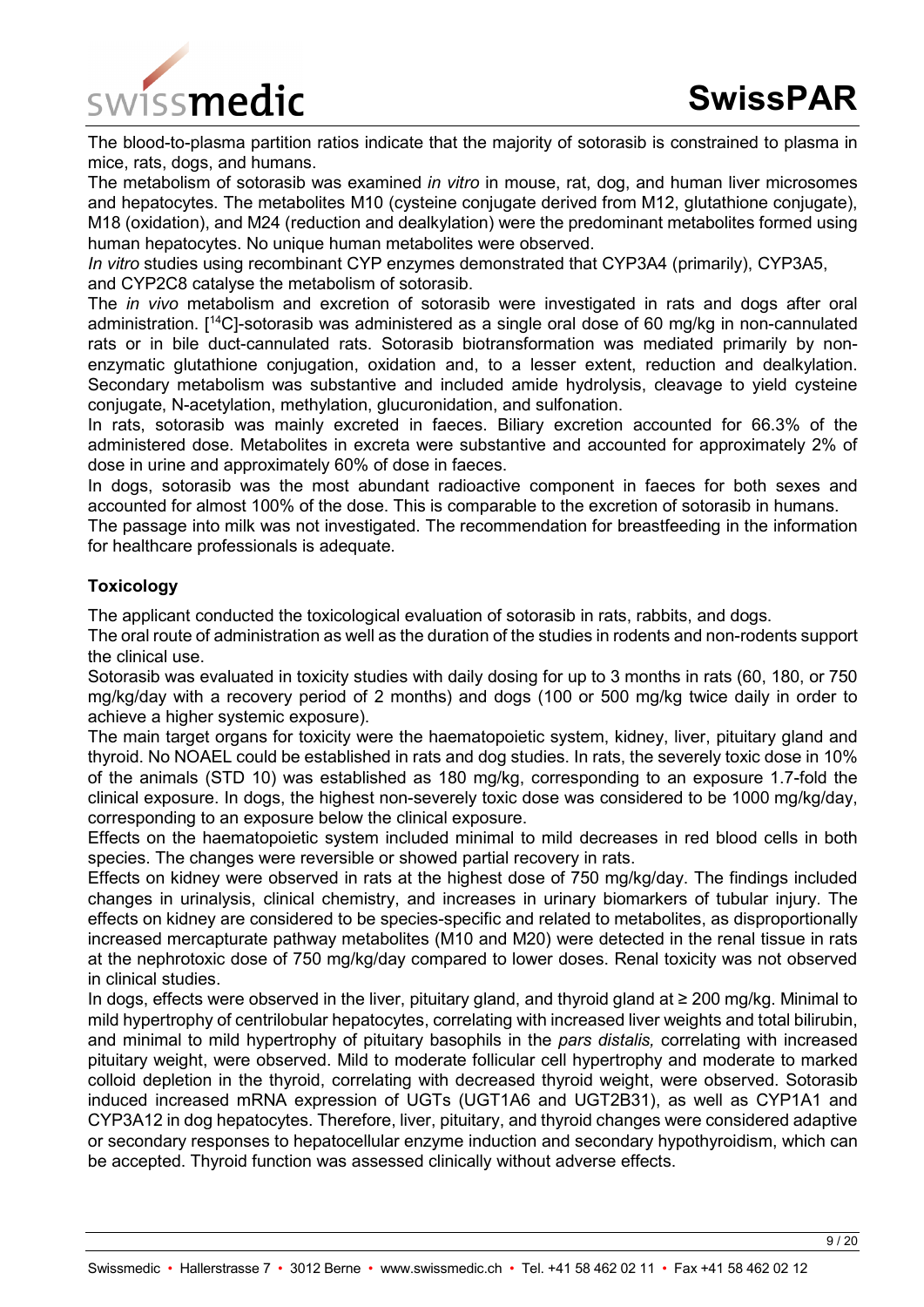The blood-to-plasma partition ratios indicate that the majority of sotorasib is constrained to plasma in mice, rats, dogs, and humans.

The metabolism of sotorasib was examined *in vitro* in mouse, rat, dog, and human liver microsomes and hepatocytes. The metabolites M10 (cysteine conjugate derived from M12, glutathione conjugate), M18 (oxidation), and M24 (reduction and dealkylation) were the predominant metabolites formed using human hepatocytes. No unique human metabolites were observed.

*In vitro* studies using recombinant CYP enzymes demonstrated that CYP3A4 (primarily), CYP3A5, and CYP2C8 catalyse the metabolism of sotorasib.

The *in vivo* metabolism and excretion of sotorasib were investigated in rats and dogs after oral administration. [$^{14}$C]-sotorasib was administered as a single oral dose of 60 mg/kg in non-cannulated rats or in bile duct-cannulated rats. Sotorasib biotransformation was mediated primarily by non-enzymatic glutathione conjugation, oxidation and, to a lesser extent, reduction and dealkylation. Secondary metabolism was substantive and included amide hydrolysis, cleavage to yield cysteine conjugate, N-acetylation, methylation, glucuronidation, and sulfonation.

In rats, sotorasib was mainly excreted in faeces. Biliary excretion accounted for 66.3% of the administered dose. Metabolites in excreta were substantive and accounted for approximately 2% of dose in urine and approximately 60% of dose in faeces.

In dogs, sotorasib was the most abundant radioactive component in faeces for both sexes and accounted for almost 100% of the dose. This is comparable to the excretion of sotorasib in humans.

The passage into milk was not investigated. The recommendation for breastfeeding in the information for healthcare professionals is adequate.

**Toxicology**

The applicant conducted the toxicological evaluation of sotorasib in rats, rabbits, and dogs.

The oral route of administration as well as the duration of the studies in rodents and non-rodents support the clinical use.

Sotorasib was evaluated in toxicity studies with daily dosing for up to 3 months in rats (60, 180, or 750 mg/kg/day with a recovery period of 2 months) and dogs (100 or 500 mg/kg twice daily in order to achieve a higher systemic exposure).

The main target organs for toxicity were the haematopoietic system, kidney, liver, pituitary gland and thyroid. No NOAEL could be established in rats and dog studies. In rats, the severely toxic dose in 10% of the animals (STD 10) was established as 180 mg/kg, corresponding to an exposure 1.7-fold the clinical exposure. In dogs, the highest non-severely toxic dose was considered to be 1000 mg/kg/day, corresponding to an exposure below the clinical exposure.

Effects on the haematopoietic system included minimal to mild decreases in red blood cells in both species. The changes were reversible or showed partial recovery in rats.

Effects on kidney were observed in rats at the highest dose of 750 mg/kg/day. The findings included changes in urinalysis, clinical chemistry, and increases in urinary biomarkers of tubular injury. The effects on kidney are considered to be species-specific and related to metabolites, as disproportionally increased mercapturate pathway metabolites (M10 and M20) were detected in the renal tissue in rats at the nephrotoxic dose of 750 mg/kg/day compared to lower doses. Renal toxicity was not observed in clinical studies.

In dogs, effects were observed in the liver, pituitary gland, and thyroid gland at ≥ 200 mg/kg. Minimal to mild hypertrophy of centrilobular hepatocytes, correlating with increased liver weights and total bilirubin, and minimal to mild hypertrophy of pituitary basophils in the *pars distalis,* correlating with increased pituitary weight, were observed. Mild to moderate follicular cell hypertrophy and moderate to marked colloid depletion in the thyroid, correlating with decreased thyroid weight, were observed. Sotorasib induced increased mRNA expression of UGTs (UGT1A6 and UGT2B31), as well as CYP1A1 and CYP3A12 in dog hepatocytes. Therefore, liver, pituitary, and thyroid changes were considered adaptive or secondary responses to hepatocellular enzyme induction and secondary hypothyroidism, which can be accepted. Thyroid function was assessed clinically without adverse effects.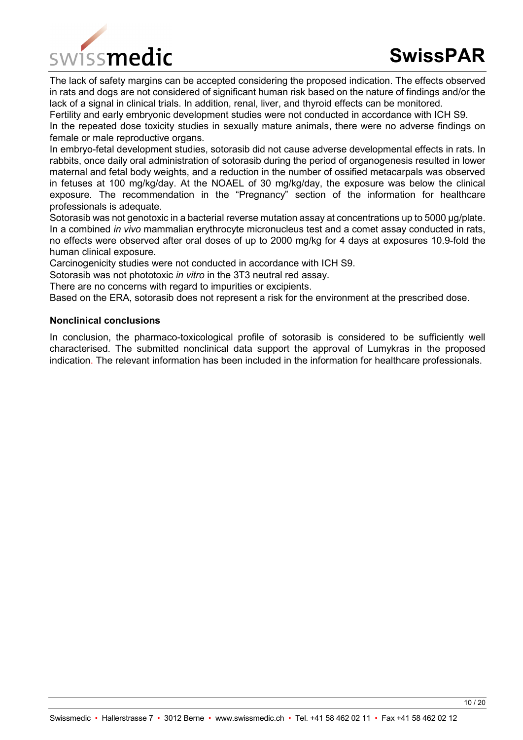The lack of safety margins can be accepted considering the proposed indication. The effects observed in rats and dogs are not considered of significant human risk based on the nature of findings and/or the lack of a signal in clinical trials. In addition, renal, liver, and thyroid effects can be monitored.

Fertility and early embryonic development studies were not conducted in accordance with ICH S9.

In the repeated dose toxicity studies in sexually mature animals, there were no adverse findings on female or male reproductive organs.

In embryo-fetal development studies, sotorasib did not cause adverse developmental effects in rats. In rabbits, once daily oral administration of sotorasib during the period of organogenesis resulted in lower maternal and fetal body weights, and a reduction in the number of ossified metacarpals was observed in fetuses at 100 mg/kg/day. At the NOAEL of 30 mg/kg/day, the exposure was below the clinical exposure. The recommendation in the "Pregnancy" section of the information for healthcare professionals is adequate.

Sotorasib was not genotoxic in a bacterial reverse mutation assay at concentrations up to 5000 µg/plate. In a combined *in vivo* mammalian erythrocyte micronucleus test and a comet assay conducted in rats, no effects were observed after oral doses of up to 2000 mg/kg for 4 days at exposures 10.9-fold the human clinical exposure.

Carcinogenicity studies were not conducted in accordance with ICH S9.

Sotorasib was not phototoxic *in vitro* in the 3T3 neutral red assay.

There are no concerns with regard to impurities or excipients.

Based on the ERA, sotorasib does not represent a risk for the environment at the prescribed dose.

**Nonclinical conclusions**

In conclusion, the pharmaco-toxicological profile of sotorasib is considered to be sufficiently well characterised. The submitted nonclinical data support the approval of Lumykras in the proposed indication. The relevant information has been included in the information for healthcare professionals.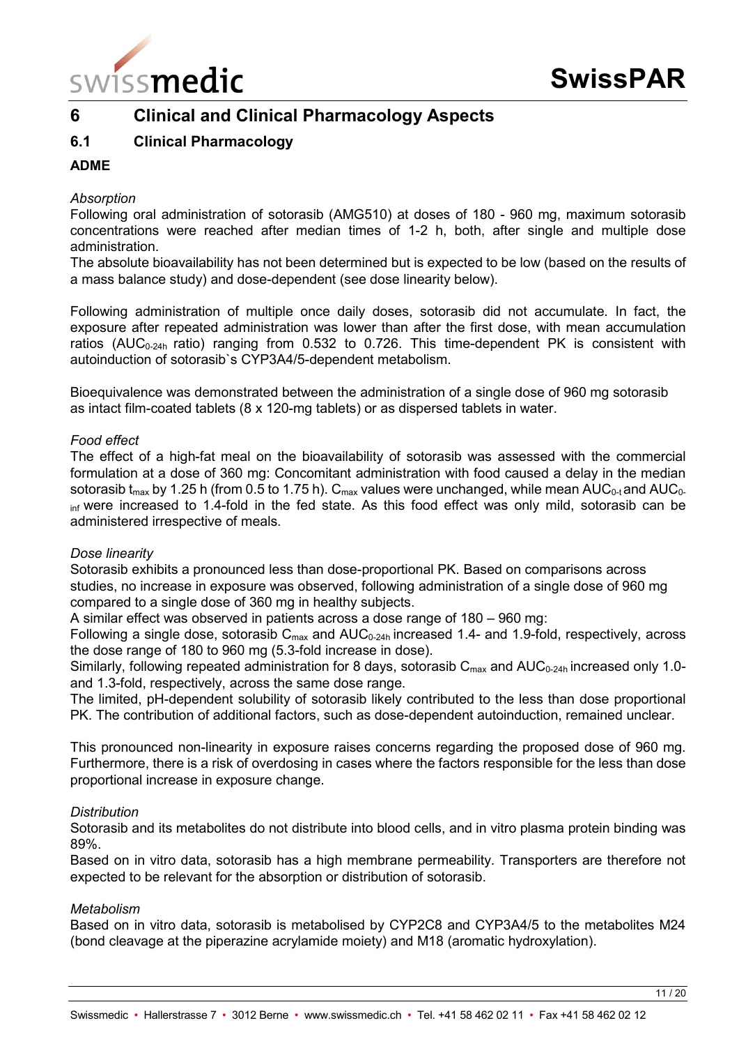# 6 Clinical and Clinical Pharmacology Aspects

## 6.1 Clinical Pharmacology

### ADME

*Absorption*

Following oral administration of sotorasib (AMG510) at doses of 180 - 960 mg, maximum sotorasib concentrations were reached after median times of 1-2 h, both, after single and multiple dose administration.

The absolute bioavailability has not been determined but is expected to be low (based on the results of a mass balance study) and dose-dependent (see dose linearity below).

Following administration of multiple once daily doses, sotorasib did not accumulate. In fact, the exposure after repeated administration was lower than after the first dose, with mean accumulation ratios ($AUC_{0-24h}$ ratio) ranging from 0.532 to 0.726. This time-dependent PK is consistent with autoinduction of sotorasib`s CYP3A4/5-dependent metabolism.

Bioequivalence was demonstrated between the administration of a single dose of 960 mg sotorasib as intact film-coated tablets (8 x 120-mg tablets) or as dispersed tablets in water.

*Food effect*

The effect of a high-fat meal on the bioavailability of sotorasib was assessed with the commercial formulation at a dose of 360 mg: Concomitant administration with food caused a delay in the median sotorasib $t_{max}$ by 1.25 h (from 0.5 to 1.75 h). $C_{max}$ values were unchanged, while mean $AUC_{0-t}$ and $AUC_{0-inf}$ were increased to 1.4-fold in the fed state. As this food effect was only mild, sotorasib can be administered irrespective of meals.

*Dose linearity*

Sotorasib exhibits a pronounced less than dose-proportional PK. Based on comparisons across studies, no increase in exposure was observed, following administration of a single dose of 960 mg compared to a single dose of 360 mg in healthy subjects.

A similar effect was observed in patients across a dose range of 180 – 960 mg:

Following a single dose, sotorasib $C_{max}$ and $AUC_{0-24h}$ increased 1.4- and 1.9-fold, respectively, across the dose range of 180 to 960 mg (5.3-fold increase in dose).

Similarly, following repeated administration for 8 days, sotorasib $C_{max}$ and $AUC_{0-24h}$ increased only 1.0- and 1.3-fold, respectively, across the same dose range.

The limited, pH-dependent solubility of sotorasib likely contributed to the less than dose proportional PK. The contribution of additional factors, such as dose-dependent autoinduction, remained unclear.

This pronounced non-linearity in exposure raises concerns regarding the proposed dose of 960 mg. Furthermore, there is a risk of overdosing in cases where the factors responsible for the less than dose proportional increase in exposure change.

*Distribution*

Sotorasib and its metabolites do not distribute into blood cells, and in vitro plasma protein binding was 89%.

Based on in vitro data, sotorasib has a high membrane permeability. Transporters are therefore not expected to be relevant for the absorption or distribution of sotorasib.

*Metabolism*

Based on in vitro data, sotorasib is metabolised by CYP2C8 and CYP3A4/5 to the metabolites M24 (bond cleavage at the piperazine acrylamide moiety) and M18 (aromatic hydroxylation).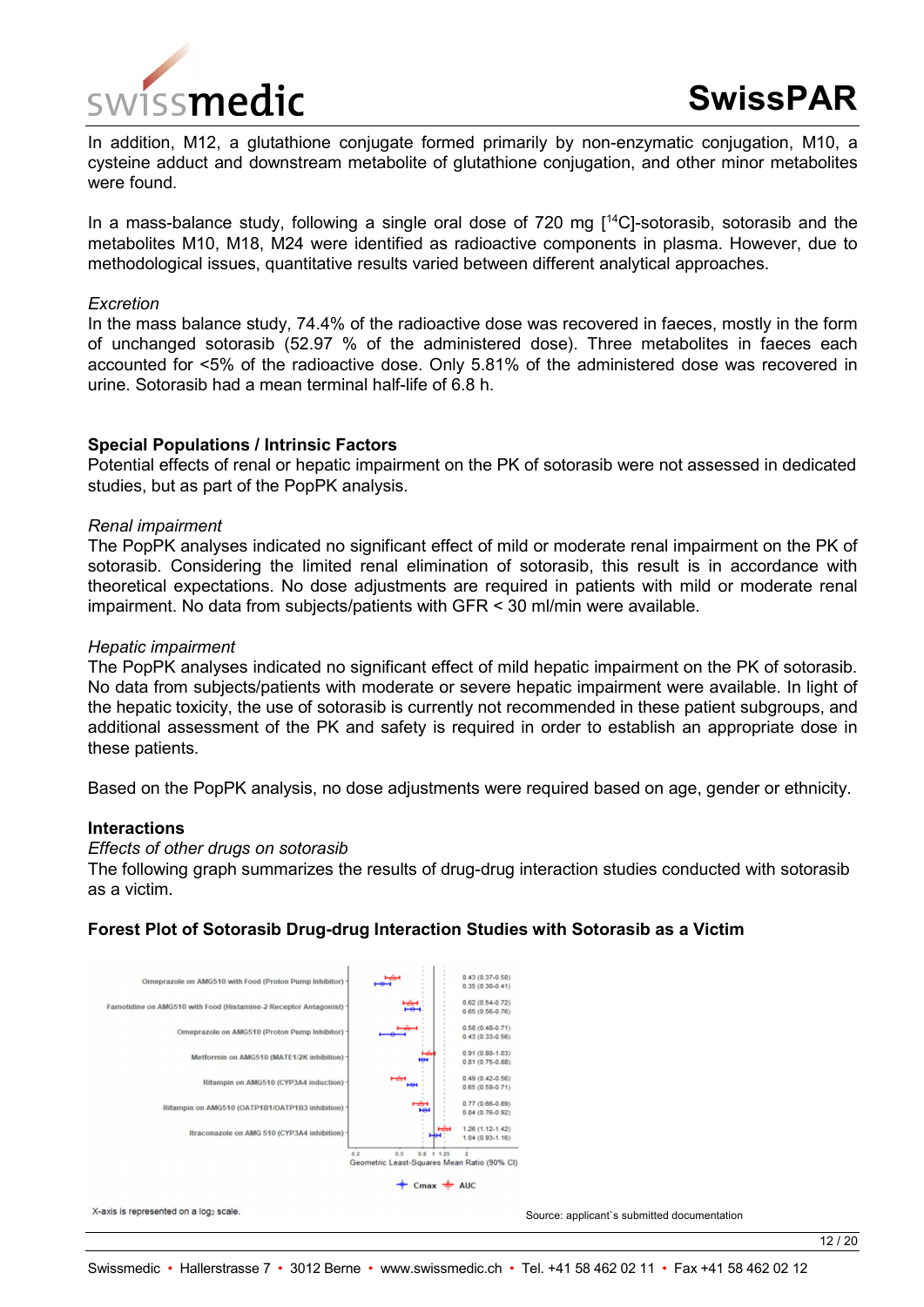In addition, M12, a glutathione conjugate formed primarily by non-enzymatic conjugation, M10, a cysteine adduct and downstream metabolite of glutathione conjugation, and other minor metabolites were found.

In a mass-balance study, following a single oral dose of 720 mg [$^{14}$C]-sotorasib, sotorasib and the metabolites M10, M18, M24 were identified as radioactive components in plasma. However, due to methodological issues, quantitative results varied between different analytical approaches.

*Excretion*

In the mass balance study, 74.4% of the radioactive dose was recovered in faeces, mostly in the form of unchanged sotorasib (52.97 % of the administered dose). Three metabolites in faeces each accounted for <5% of the radioactive dose. Only 5.81% of the administered dose was recovered in urine. Sotorasib had a mean terminal half-life of 6.8 h.

**Special Populations / Intrinsic Factors**

Potential effects of renal or hepatic impairment on the PK of sotorasib were not assessed in dedicated studies, but as part of the PopPK analysis.

*Renal impairment*

The PopPK analyses indicated no significant effect of mild or moderate renal impairment on the PK of sotorasib. Considering the limited renal elimination of sotorasib, this result is in accordance with theoretical expectations. No dose adjustments are required in patients with mild or moderate renal impairment. No data from subjects/patients with GFR < 30 ml/min were available.

*Hepatic impairment*

The PopPK analyses indicated no significant effect of mild hepatic impairment on the PK of sotorasib. No data from subjects/patients with moderate or severe hepatic impairment were available. In light of the hepatic toxicity, the use of sotorasib is currently not recommended in these patient subgroups, and additional assessment of the PK and safety is required in order to establish an appropriate dose in these patients.

Based on the PopPK analysis, no dose adjustments were required based on age, gender or ethnicity.

**Interactions**

*Effects of other drugs on sotorasib*

The following graph summarizes the results of drug-drug interaction studies conducted with sotorasib as a victim.

**Forest Plot of Sotorasib Drug-drug Interaction Studies with Sotorasib as a Victim**

| Study | Geometric Least-Squares Mean Ratio (90% CI) |
|---|---|
| Omeprazole on AMG510 with Food (Proton Pump Inhibitor) | 0.43 (0.37-0.50)<br>0.35 (0.30-0.41) |
| Famotidine on AMG510 with Food (Histamine-2 Receptor Antagonist) | 0.62 (0.54-0.72)<br>0.65 (0.56-0.76) |
| Omeprazole on AMG510 (Proton Pump Inhibitor) | 0.58 (0.48-0.71)<br>0.43 (0.33-0.56) |
| Metformin on AMG510 (MATE1/2K inhibition) | 0.91 (0.80-1.03)<br>0.81 (0.75-0.88) |
| Rifampin on AMG510 (CYP3A4 induction) | 0.49 (0.42-0.56)<br>0.65 (0.59-0.71) |
| Rifampin on AMG510 (OATP1B1/OATP1B3 inhibition) | 0.77 (0.66-0.89)<br>0.84 (0.76-0.92) |
| Itraconazole on AMG 510 (CYP3A4 inhibition) | 1.26 (1.12-1.42)<br>1.04 (0.93-1.16) |

Cmax, AUC

X-axis is represented on a $\log_2$ scale.

Source: applicant`s submitted documentation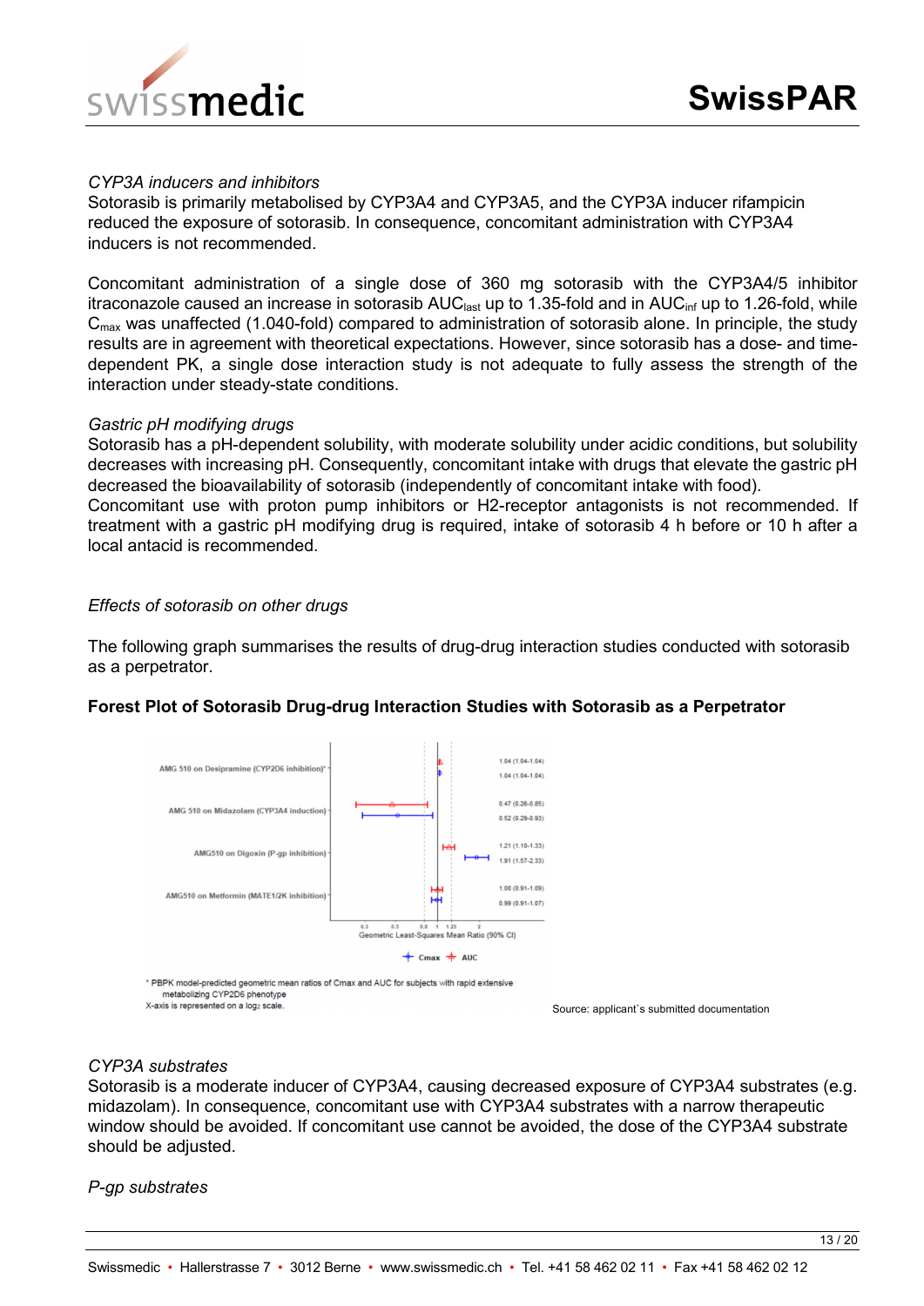*CYP3A inducers and inhibitors*

Sotorasib is primarily metabolised by CYP3A4 and CYP3A5, and the CYP3A inducer rifampicin reduced the exposure of sotorasib. In consequence, concomitant administration with CYP3A4 inducers is not recommended.

Concomitant administration of a single dose of 360 mg sotorasib with the CYP3A4/5 inhibitor itraconazole caused an increase in sotorasib $AUC_{last}$ up to 1.35-fold and in $AUC_{inf}$ up to 1.26-fold, while $C_{max}$ was unaffected (1.040-fold) compared to administration of sotorasib alone. In principle, the study results are in agreement with theoretical expectations. However, since sotorasib has a dose- and time-dependent PK, a single dose interaction study is not adequate to fully assess the strength of the interaction under steady-state conditions.

*Gastric pH modifying drugs*

Sotorasib has a pH-dependent solubility, with moderate solubility under acidic conditions, but solubility decreases with increasing pH. Consequently, concomitant intake with drugs that elevate the gastric pH decreased the bioavailability of sotorasib (independently of concomitant intake with food).
Concomitant use with proton pump inhibitors or H2-receptor antagonists is not recommended. If treatment with a gastric pH modifying drug is required, intake of sotorasib 4 h before or 10 h after a local antacid is recommended.

*Effects of sotorasib on other drugs*

The following graph summarises the results of drug-drug interaction studies conducted with sotorasib as a perpetrator.

**Forest Plot of Sotorasib Drug-drug Interaction Studies with Sotorasib as a Perpetrator**

| Study | Parameter | Geometric Least-Squares Mean Ratio (90% CI) |
|---|---|---|
| AMG 510 on Desipramine (CYP2D6 inhibition)* | AUC | 1.04 (1.04-1.04) |
| | Cmax | 1.04 (1.04-1.04) |
| AMG 510 on Midazolam (CYP3A4 induction) | AUC | 0.47 (0.26-0.85) |
| | Cmax | 0.52 (0.29-0.93) |
| AMG510 on Digoxin (P-gp inhibition) | AUC | 1.21 (1.10-1.33) |
| | Cmax | 1.91 (1.57-2.33) |
| AMG510 on Metformin (MATE1/2K inhibition) | AUC | 1.00 (0.91-1.09) |
| | Cmax | 0.99 (0.91-1.07) |

\* PBPK model-predicted geometric mean ratios of Cmax and AUC for subjects with rapid extensive metabolizing CYP2D6 phenotype
X-axis is represented on a $\log_2$ scale.

Source: applicant`s submitted documentation

*CYP3A substrates*

Sotorasib is a moderate inducer of CYP3A4, causing decreased exposure of CYP3A4 substrates (e.g. midazolam). In consequence, concomitant use with CYP3A4 substrates with a narrow therapeutic window should be avoided. If concomitant use cannot be avoided, the dose of the CYP3A4 substrate should be adjusted.

*P-gp substrates*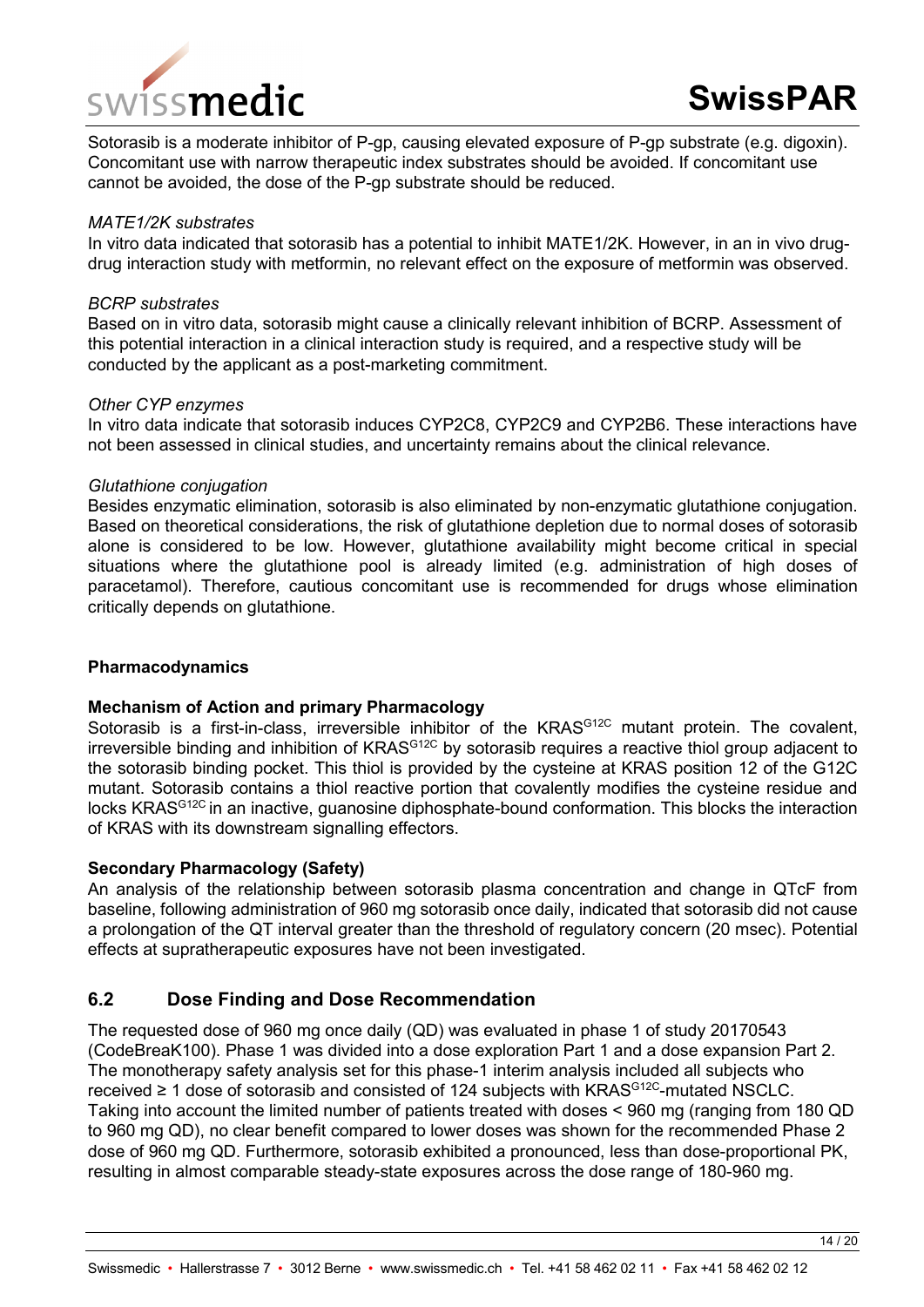Sotorasib is a moderate inhibitor of P-gp, causing elevated exposure of P-gp substrate (e.g. digoxin). Concomitant use with narrow therapeutic index substrates should be avoided. If concomitant use cannot be avoided, the dose of the P-gp substrate should be reduced.

*MATE1/2K substrates*

In vitro data indicated that sotorasib has a potential to inhibit MATE1/2K. However, in an in vivo drug-drug interaction study with metformin, no relevant effect on the exposure of metformin was observed.

*BCRP substrates*

Based on in vitro data, sotorasib might cause a clinically relevant inhibition of BCRP. Assessment of this potential interaction in a clinical interaction study is required, and a respective study will be conducted by the applicant as a post-marketing commitment.

*Other CYP enzymes*

In vitro data indicate that sotorasib induces CYP2C8, CYP2C9 and CYP2B6. These interactions have not been assessed in clinical studies, and uncertainty remains about the clinical relevance.

*Glutathione conjugation*

Besides enzymatic elimination, sotorasib is also eliminated by non-enzymatic glutathione conjugation. Based on theoretical considerations, the risk of glutathione depletion due to normal doses of sotorasib alone is considered to be low. However, glutathione availability might become critical in special situations where the glutathione pool is already limited (e.g. administration of high doses of paracetamol). Therefore, cautious concomitant use is recommended for drugs whose elimination critically depends on glutathione.

**Pharmacodynamics**

**Mechanism of Action and primary Pharmacology**

Sotorasib is a first-in-class, irreversible inhibitor of the $KRAS^{G12C}$ mutant protein. The covalent, irreversible binding and inhibition of $KRAS^{G12C}$ by sotorasib requires a reactive thiol group adjacent to the sotorasib binding pocket. This thiol is provided by the cysteine at KRAS position 12 of the G12C mutant. Sotorasib contains a thiol reactive portion that covalently modifies the cysteine residue and locks $KRAS^{G12C}$ in an inactive, guanosine diphosphate-bound conformation. This blocks the interaction of KRAS with its downstream signalling effectors.

**Secondary Pharmacology (Safety)**

An analysis of the relationship between sotorasib plasma concentration and change in QTcF from baseline, following administration of 960 mg sotorasib once daily, indicated that sotorasib did not cause a prolongation of the QT interval greater than the threshold of regulatory concern (20 msec). Potential effects at supratherapeutic exposures have not been investigated.

## 6.2 Dose Finding and Dose Recommendation

The requested dose of 960 mg once daily (QD) was evaluated in phase 1 of study 20170543 (CodeBreaK100). Phase 1 was divided into a dose exploration Part 1 and a dose expansion Part 2. The monotherapy safety analysis set for this phase-1 interim analysis included all subjects who received ≥ 1 dose of sotorasib and consisted of 124 subjects with $KRAS^{G12C}$-mutated NSCLC. Taking into account the limited number of patients treated with doses < 960 mg (ranging from 180 QD to 960 mg QD), no clear benefit compared to lower doses was shown for the recommended Phase 2 dose of 960 mg QD. Furthermore, sotorasib exhibited a pronounced, less than dose-proportional PK, resulting in almost comparable steady-state exposures across the dose range of 180-960 mg.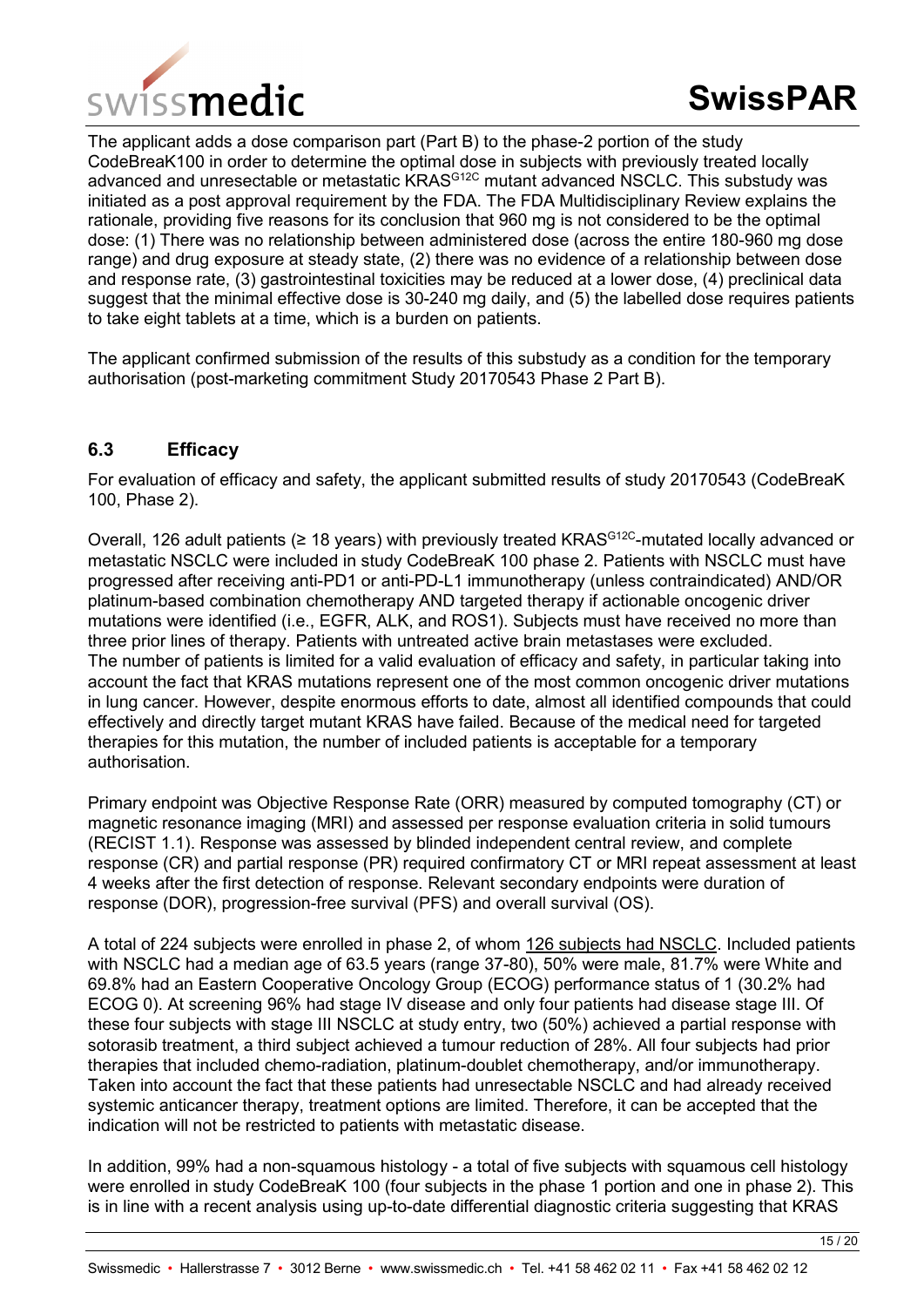The applicant adds a dose comparison part (Part B) to the phase-2 portion of the study CodeBreaK100 in order to determine the optimal dose in subjects with previously treated locally advanced and unresectable or metastatic $KRAS^{G12C}$ mutant advanced NSCLC. This substudy was initiated as a post approval requirement by the FDA. The FDA Multidisciplinary Review explains the rationale, providing five reasons for its conclusion that 960 mg is not considered to be the optimal dose: (1) There was no relationship between administered dose (across the entire 180-960 mg dose range) and drug exposure at steady state, (2) there was no evidence of a relationship between dose and response rate, (3) gastrointestinal toxicities may be reduced at a lower dose, (4) preclinical data suggest that the minimal effective dose is 30-240 mg daily, and (5) the labelled dose requires patients to take eight tablets at a time, which is a burden on patients.

The applicant confirmed submission of the results of this substudy as a condition for the temporary authorisation (post-marketing commitment Study 20170543 Phase 2 Part B).

### 6.3 Efficacy

For evaluation of efficacy and safety, the applicant submitted results of study 20170543 (CodeBreaK 100, Phase 2).

Overall, 126 adult patients (≥ 18 years) with previously treated $KRAS^{G12C}$-mutated locally advanced or metastatic NSCLC were included in study CodeBreaK 100 phase 2. Patients with NSCLC must have progressed after receiving anti-PD1 or anti-PD-L1 immunotherapy (unless contraindicated) AND/OR platinum-based combination chemotherapy AND targeted therapy if actionable oncogenic driver mutations were identified (i.e., EGFR, ALK, and ROS1). Subjects must have received no more than three prior lines of therapy. Patients with untreated active brain metastases were excluded.
The number of patients is limited for a valid evaluation of efficacy and safety, in particular taking into account the fact that KRAS mutations represent one of the most common oncogenic driver mutations in lung cancer. However, despite enormous efforts to date, almost all identified compounds that could effectively and directly target mutant KRAS have failed. Because of the medical need for targeted therapies for this mutation, the number of included patients is acceptable for a temporary authorisation.

Primary endpoint was Objective Response Rate (ORR) measured by computed tomography (CT) or magnetic resonance imaging (MRI) and assessed per response evaluation criteria in solid tumours (RECIST 1.1). Response was assessed by blinded independent central review, and complete response (CR) and partial response (PR) required confirmatory CT or MRI repeat assessment at least 4 weeks after the first detection of response. Relevant secondary endpoints were duration of response (DOR), progression-free survival (PFS) and overall survival (OS).

A total of 224 subjects were enrolled in phase 2, of whom 126 subjects had NSCLC. Included patients with NSCLC had a median age of 63.5 years (range 37-80), 50% were male, 81.7% were White and 69.8% had an Eastern Cooperative Oncology Group (ECOG) performance status of 1 (30.2% had ECOG 0). At screening 96% had stage IV disease and only four patients had disease stage III. Of these four subjects with stage III NSCLC at study entry, two (50%) achieved a partial response with sotorasib treatment, a third subject achieved a tumour reduction of 28%. All four subjects had prior therapies that included chemo-radiation, platinum-doublet chemotherapy, and/or immunotherapy. Taken into account the fact that these patients had unresectable NSCLC and had already received systemic anticancer therapy, treatment options are limited. Therefore, it can be accepted that the indication will not be restricted to patients with metastatic disease.

In addition, 99% had a non-squamous histology - a total of five subjects with squamous cell histology were enrolled in study CodeBreaK 100 (four subjects in the phase 1 portion and one in phase 2). This is in line with a recent analysis using up-to-date differential diagnostic criteria suggesting that KRAS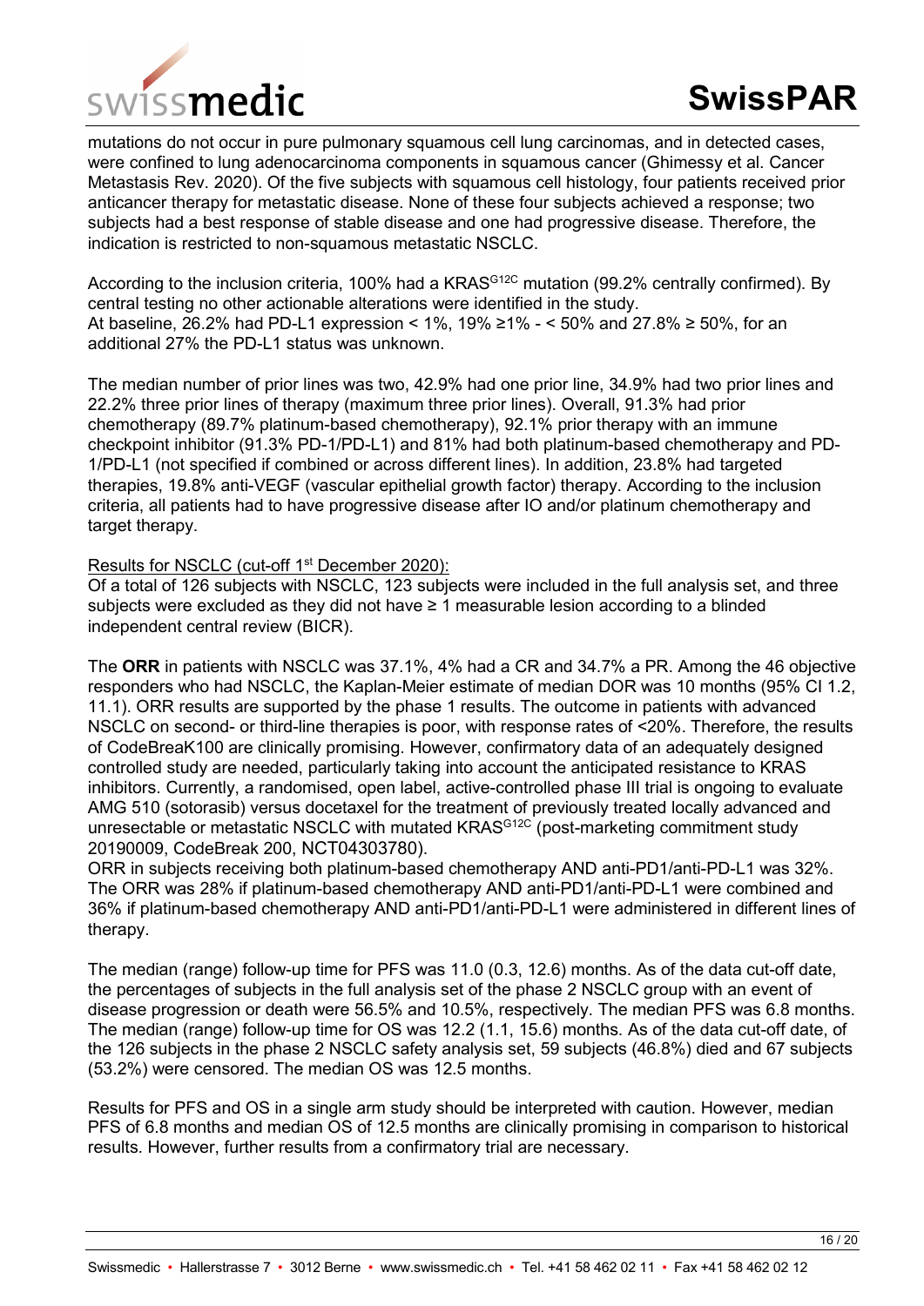mutations do not occur in pure pulmonary squamous cell lung carcinomas, and in detected cases, were confined to lung adenocarcinoma components in squamous cancer (Ghimessy et al. Cancer Metastasis Rev. 2020). Of the five subjects with squamous cell histology, four patients received prior anticancer therapy for metastatic disease. None of these four subjects achieved a response; two subjects had a best response of stable disease and one had progressive disease. Therefore, the indication is restricted to non-squamous metastatic NSCLC.

According to the inclusion criteria, 100% had a $KRAS^{G12C}$ mutation (99.2% centrally confirmed). By central testing no other actionable alterations were identified in the study.
At baseline, 26.2% had PD-L1 expression < 1%, 19% ≥1% - < 50% and 27.8% ≥ 50%, for an additional 27% the PD-L1 status was unknown.

The median number of prior lines was two, 42.9% had one prior line, 34.9% had two prior lines and 22.2% three prior lines of therapy (maximum three prior lines). Overall, 91.3% had prior chemotherapy (89.7% platinum-based chemotherapy), 92.1% prior therapy with an immune checkpoint inhibitor (91.3% PD-1/PD-L1) and 81% had both platinum-based chemotherapy and PD-1/PD-L1 (not specified if combined or across different lines). In addition, 23.8% had targeted therapies, 19.8% anti-VEGF (vascular epithelial growth factor) therapy. According to the inclusion criteria, all patients had to have progressive disease after IO and/or platinum chemotherapy and target therapy.

Results for NSCLC (cut-off 1st December 2020):
Of a total of 126 subjects with NSCLC, 123 subjects were included in the full analysis set, and three subjects were excluded as they did not have ≥ 1 measurable lesion according to a blinded independent central review (BICR).

The **ORR** in patients with NSCLC was 37.1%, 4% had a CR and 34.7% a PR. Among the 46 objective responders who had NSCLC, the Kaplan-Meier estimate of median DOR was 10 months (95% CI 1.2, 11.1). ORR results are supported by the phase 1 results. The outcome in patients with advanced NSCLC on second- or third-line therapies is poor, with response rates of <20%. Therefore, the results of CodeBreaK100 are clinically promising. However, confirmatory data of an adequately designed controlled study are needed, particularly taking into account the anticipated resistance to KRAS inhibitors. Currently, a randomised, open label, active-controlled phase III trial is ongoing to evaluate AMG 510 (sotorasib) versus docetaxel for the treatment of previously treated locally advanced and unresectable or metastatic NSCLC with mutated $KRAS^{G12C}$ (post-marketing commitment study 20190009, CodeBreak 200, NCT04303780).
ORR in subjects receiving both platinum-based chemotherapy AND anti-PD1/anti-PD-L1 was 32%. The ORR was 28% if platinum-based chemotherapy AND anti-PD1/anti-PD-L1 were combined and 36% if platinum-based chemotherapy AND anti-PD1/anti-PD-L1 were administered in different lines of therapy.

The median (range) follow-up time for PFS was 11.0 (0.3, 12.6) months. As of the data cut-off date, the percentages of subjects in the full analysis set of the phase 2 NSCLC group with an event of disease progression or death were 56.5% and 10.5%, respectively. The median PFS was 6.8 months. The median (range) follow-up time for OS was 12.2 (1.1, 15.6) months. As of the data cut-off date, of the 126 subjects in the phase 2 NSCLC safety analysis set, 59 subjects (46.8%) died and 67 subjects (53.2%) were censored. The median OS was 12.5 months.

Results for PFS and OS in a single arm study should be interpreted with caution. However, median PFS of 6.8 months and median OS of 12.5 months are clinically promising in comparison to historical results. However, further results from a confirmatory trial are necessary.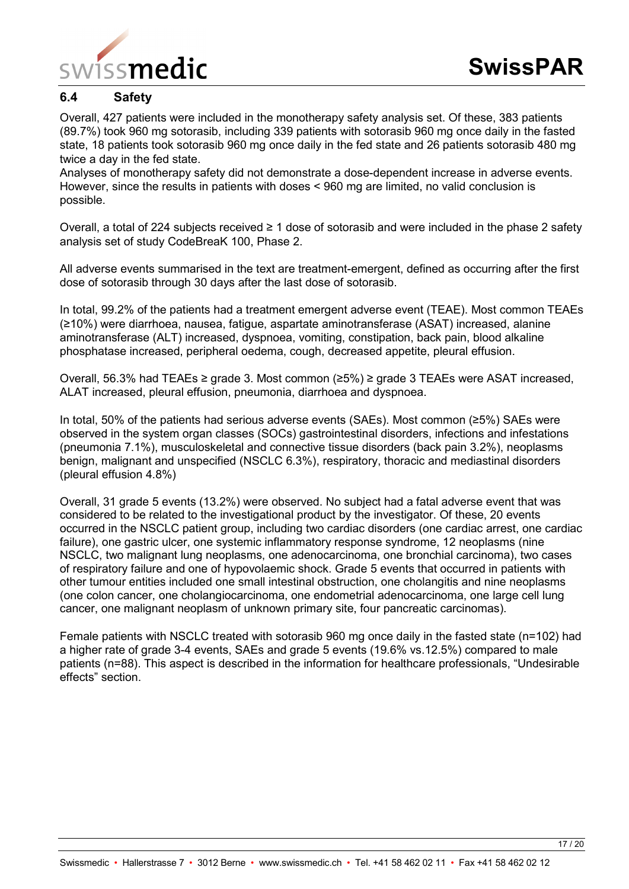### 6.4 Safety

Overall, 427 patients were included in the monotherapy safety analysis set. Of these, 383 patients (89.7%) took 960 mg sotorasib, including 339 patients with sotorasib 960 mg once daily in the fasted state, 18 patients took sotorasib 960 mg once daily in the fed state and 26 patients sotorasib 480 mg twice a day in the fed state.
Analyses of monotherapy safety did not demonstrate a dose-dependent increase in adverse events. However, since the results in patients with doses < 960 mg are limited, no valid conclusion is possible.

Overall, a total of 224 subjects received ≥ 1 dose of sotorasib and were included in the phase 2 safety analysis set of study CodeBreaK 100, Phase 2.

All adverse events summarised in the text are treatment-emergent, defined as occurring after the first dose of sotorasib through 30 days after the last dose of sotorasib.

In total, 99.2% of the patients had a treatment emergent adverse event (TEAE). Most common TEAEs (≥10%) were diarrhoea, nausea, fatigue, aspartate aminotransferase (ASAT) increased, alanine aminotransferase (ALT) increased, dyspnoea, vomiting, constipation, back pain, blood alkaline phosphatase increased, peripheral oedema, cough, decreased appetite, pleural effusion.

Overall, 56.3% had TEAEs ≥ grade 3. Most common (≥5%) ≥ grade 3 TEAEs were ASAT increased, ALAT increased, pleural effusion, pneumonia, diarrhoea and dyspnoea.

In total, 50% of the patients had serious adverse events (SAEs). Most common (≥5%) SAEs were observed in the system organ classes (SOCs) gastrointestinal disorders, infections and infestations (pneumonia 7.1%), musculoskeletal and connective tissue disorders (back pain 3.2%), neoplasms benign, malignant and unspecified (NSCLC 6.3%), respiratory, thoracic and mediastinal disorders (pleural effusion 4.8%)

Overall, 31 grade 5 events (13.2%) were observed. No subject had a fatal adverse event that was considered to be related to the investigational product by the investigator. Of these, 20 events occurred in the NSCLC patient group, including two cardiac disorders (one cardiac arrest, one cardiac failure), one gastric ulcer, one systemic inflammatory response syndrome, 12 neoplasms (nine NSCLC, two malignant lung neoplasms, one adenocarcinoma, one bronchial carcinoma), two cases of respiratory failure and one of hypovolaemic shock. Grade 5 events that occurred in patients with other tumour entities included one small intestinal obstruction, one cholangitis and nine neoplasms (one colon cancer, one cholangiocarcinoma, one endometrial adenocarcinoma, one large cell lung cancer, one malignant neoplasm of unknown primary site, four pancreatic carcinomas).

Female patients with NSCLC treated with sotorasib 960 mg once daily in the fasted state (n=102) had a higher rate of grade 3-4 events, SAEs and grade 5 events (19.6% vs.12.5%) compared to male patients (n=88). This aspect is described in the information for healthcare professionals, "Undesirable effects" section.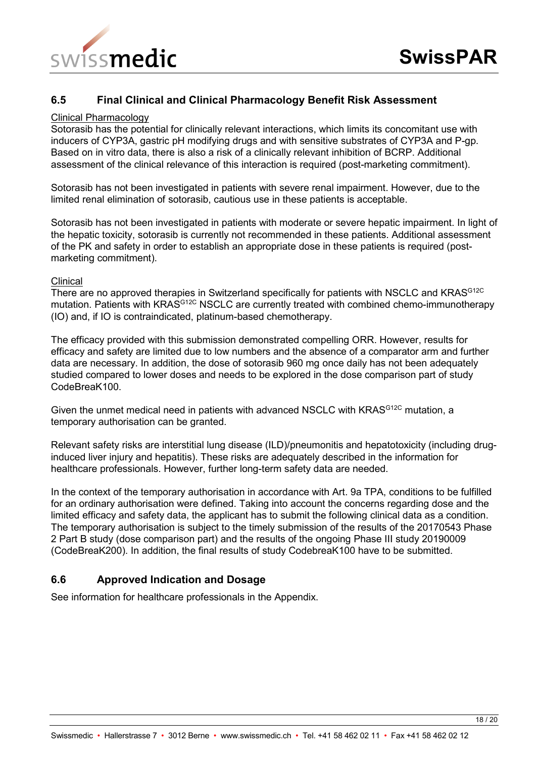## 6.5 Final Clinical and Clinical Pharmacology Benefit Risk Assessment

Clinical Pharmacology

Sotorasib has the potential for clinically relevant interactions, which limits its concomitant use with inducers of CYP3A, gastric pH modifying drugs and with sensitive substrates of CYP3A and P-gp. Based on in vitro data, there is also a risk of a clinically relevant inhibition of BCRP. Additional assessment of the clinical relevance of this interaction is required (post-marketing commitment).

Sotorasib has not been investigated in patients with severe renal impairment. However, due to the limited renal elimination of sotorasib, cautious use in these patients is acceptable.

Sotorasib has not been investigated in patients with moderate or severe hepatic impairment. In light of the hepatic toxicity, sotorasib is currently not recommended in these patients. Additional assessment of the PK and safety in order to establish an appropriate dose in these patients is required (post-marketing commitment).

Clinical

There are no approved therapies in Switzerland specifically for patients with NSCLC and $KRAS^{G12C}$ mutation. Patients with $KRAS^{G12C}$ NSCLC are currently treated with combined chemo-immunotherapy (IO) and, if IO is contraindicated, platinum-based chemotherapy.

The efficacy provided with this submission demonstrated compelling ORR. However, results for efficacy and safety are limited due to low numbers and the absence of a comparator arm and further data are necessary. In addition, the dose of sotorasib 960 mg once daily has not been adequately studied compared to lower doses and needs to be explored in the dose comparison part of study CodeBreaK100.

Given the unmet medical need in patients with advanced NSCLC with $KRAS^{G12C}$ mutation, a temporary authorisation can be granted.

Relevant safety risks are interstitial lung disease (ILD)/pneumonitis and hepatotoxicity (including drug-induced liver injury and hepatitis). These risks are adequately described in the information for healthcare professionals. However, further long-term safety data are needed.

In the context of the temporary authorisation in accordance with Art. 9a TPA, conditions to be fulfilled for an ordinary authorisation were defined. Taking into account the concerns regarding dose and the limited efficacy and safety data, the applicant has to submit the following clinical data as a condition. The temporary authorisation is subject to the timely submission of the results of the 20170543 Phase 2 Part B study (dose comparison part) and the results of the ongoing Phase III study 20190009 (CodeBreaK200). In addition, the final results of study CodebreaK100 have to be submitted.

## 6.6 Approved Indication and Dosage

See information for healthcare professionals in the Appendix.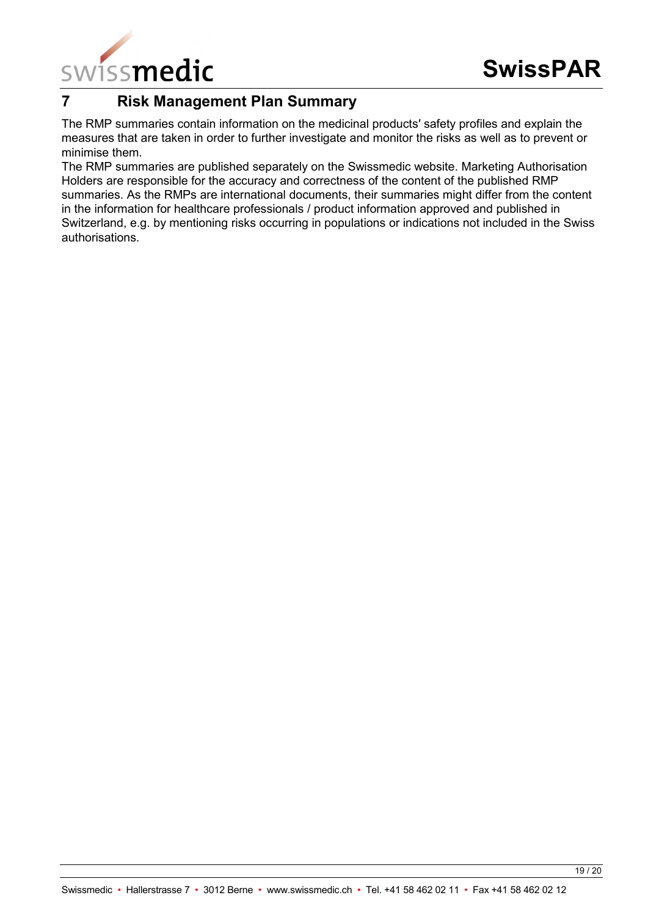## 7 Risk Management Plan Summary

The RMP summaries contain information on the medicinal products′ safety profiles and explain the measures that are taken in order to further investigate and monitor the risks as well as to prevent or minimise them.

The RMP summaries are published separately on the Swissmedic website. Marketing Authorisation Holders are responsible for the accuracy and correctness of the content of the published RMP summaries. As the RMPs are international documents, their summaries might differ from the content in the information for healthcare professionals / product information approved and published in Switzerland, e.g. by mentioning risks occurring in populations or indications not included in the Swiss authorisations.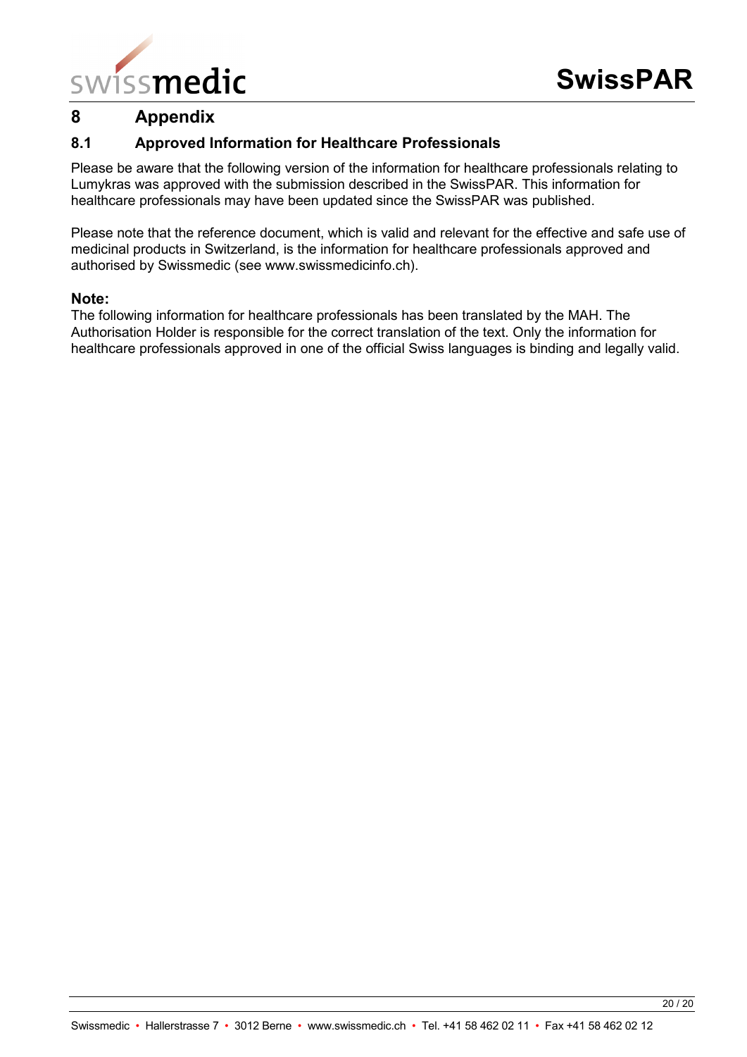# 8 Appendix

## 8.1 Approved Information for Healthcare Professionals

Please be aware that the following version of the information for healthcare professionals relating to Lumykras was approved with the submission described in the SwissPAR. This information for healthcare professionals may have been updated since the SwissPAR was published.

Please note that the reference document, which is valid and relevant for the effective and safe use of medicinal products in Switzerland, is the information for healthcare professionals approved and authorised by Swissmedic (see www.swissmedicinfo.ch).

**Note:**

The following information for healthcare professionals has been translated by the MAH. The Authorisation Holder is responsible for the correct translation of the text. Only the information for healthcare professionals approved in one of the official Swiss languages is binding and legally valid.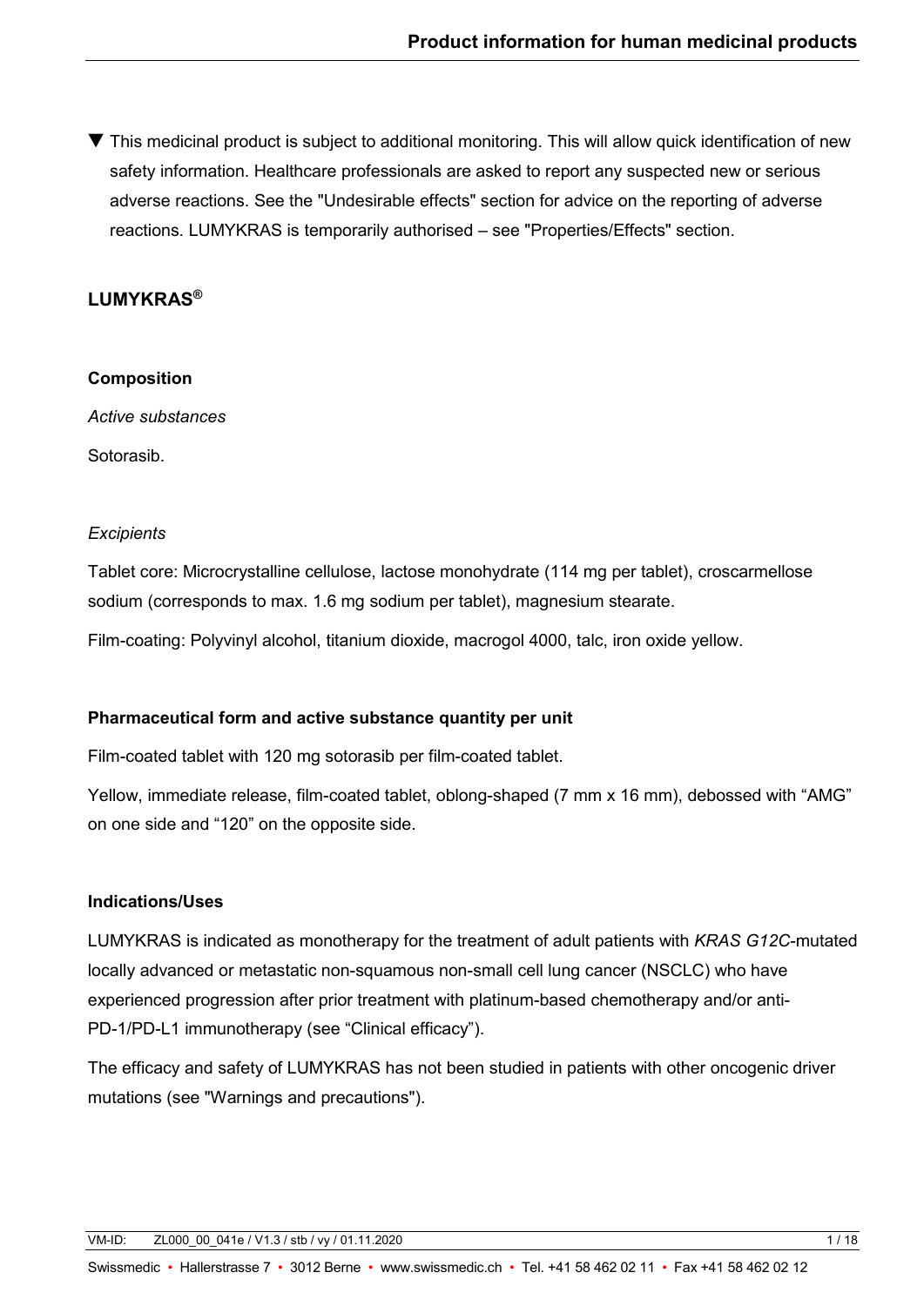▼ This medicinal product is subject to additional monitoring. This will allow quick identification of new safety information. Healthcare professionals are asked to report any suspected new or serious adverse reactions. See the "Undesirable effects" section for advice on the reporting of adverse reactions. LUMYKRAS is temporarily authorised – see "Properties/Effects" section.

# LUMYKRAS®

## Composition

*Active substances*

Sotorasib.

*Excipients*

Tablet core: Microcrystalline cellulose, lactose monohydrate (114 mg per tablet), croscarmellose sodium (corresponds to max. 1.6 mg sodium per tablet), magnesium stearate.

Film-coating: Polyvinyl alcohol, titanium dioxide, macrogol 4000, talc, iron oxide yellow.

## Pharmaceutical form and active substance quantity per unit

Film-coated tablet with 120 mg sotorasib per film-coated tablet.

Yellow, immediate release, film-coated tablet, oblong-shaped (7 mm x 16 mm), debossed with "AMG" on one side and "120" on the opposite side.

## Indications/Uses

LUMYKRAS is indicated as monotherapy for the treatment of adult patients with *KRAS G12C*-mutated locally advanced or metastatic non-squamous non-small cell lung cancer (NSCLC) who have experienced progression after prior treatment with platinum-based chemotherapy and/or anti-PD-1/PD-L1 immunotherapy (see "Clinical efficacy").

The efficacy and safety of LUMYKRAS has not been studied in patients with other oncogenic driver mutations (see "Warnings and precautions").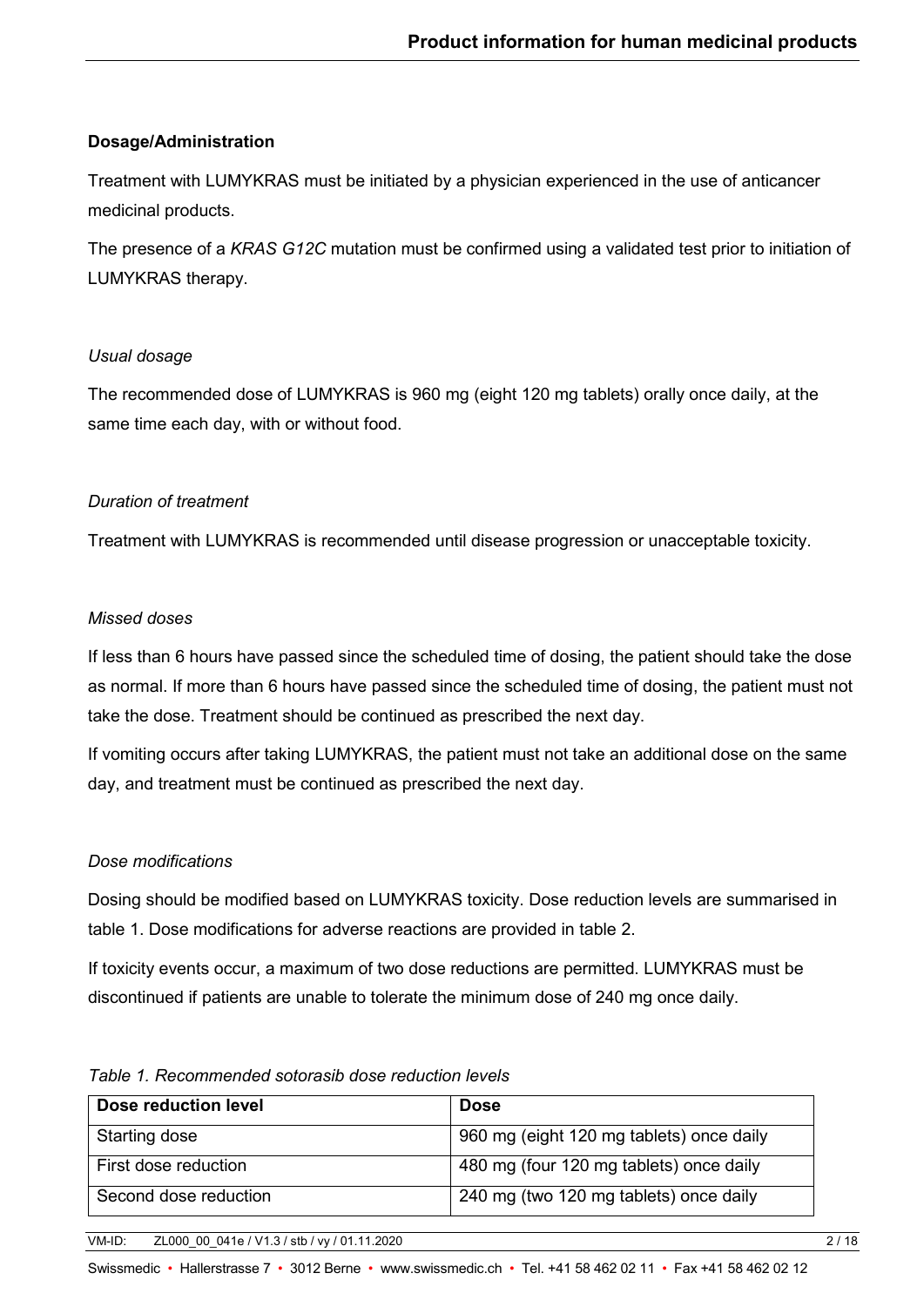### Dosage/Administration

Treatment with LUMYKRAS must be initiated by a physician experienced in the use of anticancer medicinal products.

The presence of a *KRAS G12C* mutation must be confirmed using a validated test prior to initiation of LUMYKRAS therapy.

*Usual dosage*

The recommended dose of LUMYKRAS is 960 mg (eight 120 mg tablets) orally once daily, at the same time each day, with or without food.

*Duration of treatment*

Treatment with LUMYKRAS is recommended until disease progression or unacceptable toxicity.

*Missed doses*

If less than 6 hours have passed since the scheduled time of dosing, the patient should take the dose as normal. If more than 6 hours have passed since the scheduled time of dosing, the patient must not take the dose. Treatment should be continued as prescribed the next day.

If vomiting occurs after taking LUMYKRAS, the patient must not take an additional dose on the same day, and treatment must be continued as prescribed the next day.

*Dose modifications*

Dosing should be modified based on LUMYKRAS toxicity. Dose reduction levels are summarised in table 1. Dose modifications for adverse reactions are provided in table 2.

If toxicity events occur, a maximum of two dose reductions are permitted. LUMYKRAS must be discontinued if patients are unable to tolerate the minimum dose of 240 mg once daily.

*Table 1. Recommended sotorasib dose reduction levels*

| Dose reduction level | Dose |
|---|---|
| Starting dose | 960 mg (eight 120 mg tablets) once daily |
| First dose reduction | 480 mg (four 120 mg tablets) once daily |
| Second dose reduction | 240 mg (two 120 mg tablets) once daily |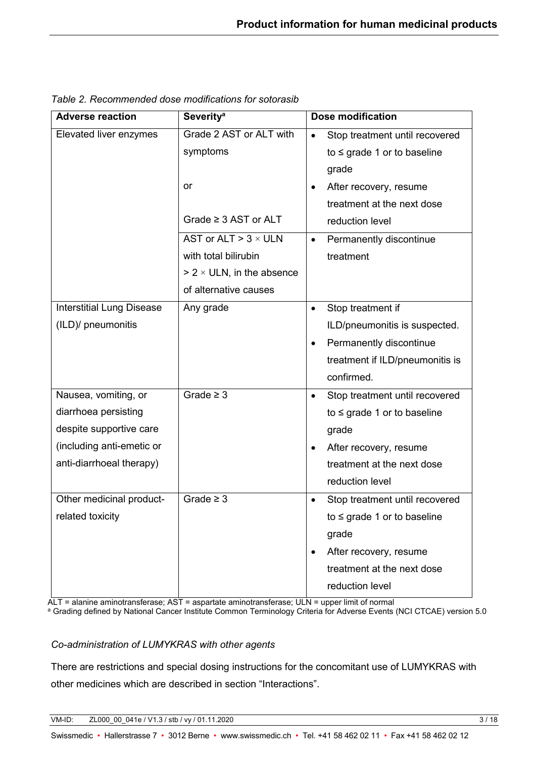*Table 2. Recommended dose modifications for sotorasib*

| Adverse reaction | Severity[a] | Dose modification |
|---|---|---|
| Elevated liver enzymes | Grade 2 AST or ALT with symptoms<br><br>or<br><br>Grade ≥ 3 AST or ALT | • Stop treatment until recovered to ≤ grade 1 or to baseline grade<br>• After recovery, resume treatment at the next dose reduction level |
| | AST or ALT > 3 × ULN with total bilirubin > 2 × ULN, in the absence of alternative causes | • Permanently discontinue treatment |
| Interstitial Lung Disease (ILD)/ pneumonitis | Any grade | • Stop treatment if ILD/pneumonitis is suspected.<br>• Permanently discontinue treatment if ILD/pneumonitis is confirmed. |
| Nausea, vomiting, or diarrhoea persisting despite supportive care (including anti-emetic or anti-diarrhoeal therapy) | Grade ≥ 3 | • Stop treatment until recovered to ≤ grade 1 or to baseline grade<br>• After recovery, resume treatment at the next dose reduction level |
| Other medicinal product-related toxicity | Grade ≥ 3 | • Stop treatment until recovered to ≤ grade 1 or to baseline grade<br>• After recovery, resume treatment at the next dose reduction level |

ALT = alanine aminotransferase; AST = aspartate aminotransferase; ULN = upper limit of normal
[a] Grading defined by National Cancer Institute Common Terminology Criteria for Adverse Events (NCI CTCAE) version 5.0

*Co-administration of LUMYKRAS with other agents*

There are restrictions and special dosing instructions for the concomitant use of LUMYKRAS with other medicines which are described in section "Interactions".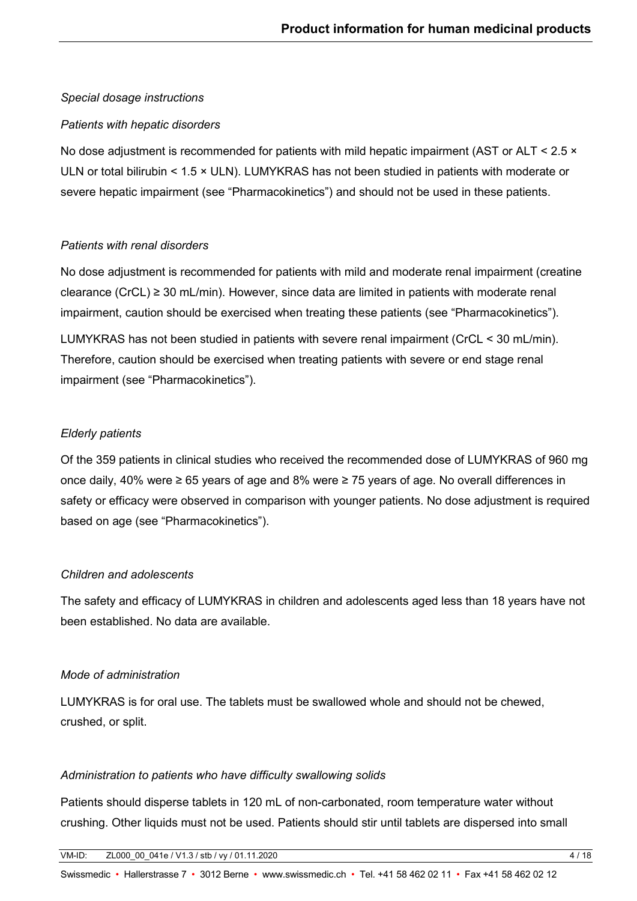*Special dosage instructions*

*Patients with hepatic disorders*

No dose adjustment is recommended for patients with mild hepatic impairment (AST or ALT < 2.5 × ULN or total bilirubin < 1.5 × ULN). LUMYKRAS has not been studied in patients with moderate or severe hepatic impairment (see "Pharmacokinetics") and should not be used in these patients.

*Patients with renal disorders*

No dose adjustment is recommended for patients with mild and moderate renal impairment (creatine clearance (CrCL) ≥ 30 mL/min). However, since data are limited in patients with moderate renal impairment, caution should be exercised when treating these patients (see "Pharmacokinetics").

LUMYKRAS has not been studied in patients with severe renal impairment (CrCL < 30 mL/min). Therefore, caution should be exercised when treating patients with severe or end stage renal impairment (see "Pharmacokinetics").

*Elderly patients*

Of the 359 patients in clinical studies who received the recommended dose of LUMYKRAS of 960 mg once daily, 40% were ≥ 65 years of age and 8% were ≥ 75 years of age. No overall differences in safety or efficacy were observed in comparison with younger patients. No dose adjustment is required based on age (see "Pharmacokinetics").

*Children and adolescents*

The safety and efficacy of LUMYKRAS in children and adolescents aged less than 18 years have not been established. No data are available.

*Mode of administration*

LUMYKRAS is for oral use. The tablets must be swallowed whole and should not be chewed, crushed, or split.

*Administration to patients who have difficulty swallowing solids*

Patients should disperse tablets in 120 mL of non-carbonated, room temperature water without crushing. Other liquids must not be used. Patients should stir until tablets are dispersed into small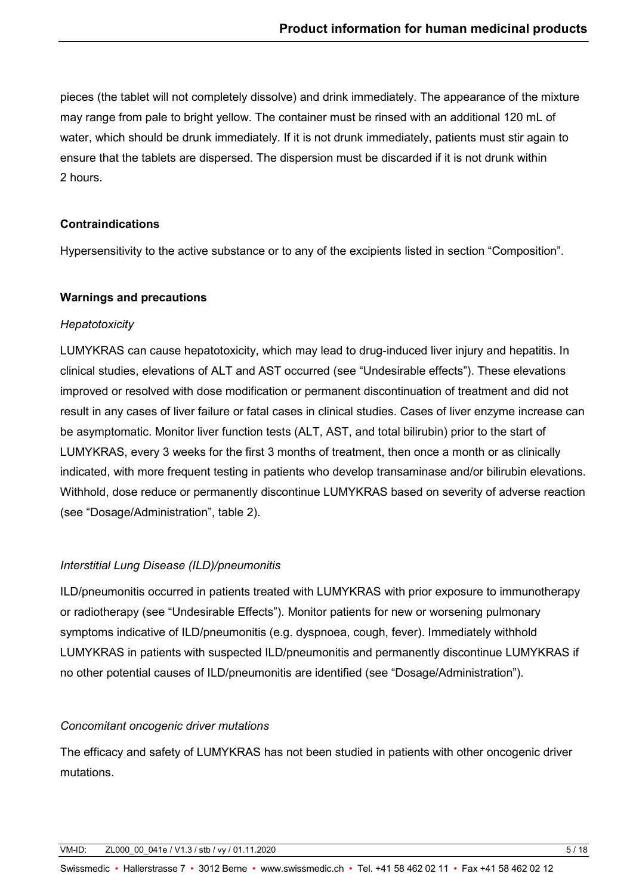pieces (the tablet will not completely dissolve) and drink immediately. The appearance of the mixture may range from pale to bright yellow. The container must be rinsed with an additional 120 mL of water, which should be drunk immediately. If it is not drunk immediately, patients must stir again to ensure that the tablets are dispersed. The dispersion must be discarded if it is not drunk within 2 hours.

**Contraindications**

Hypersensitivity to the active substance or to any of the excipients listed in section “Composition”.

**Warnings and precautions**

*Hepatotoxicity*

LUMYKRAS can cause hepatotoxicity, which may lead to drug-induced liver injury and hepatitis. In clinical studies, elevations of ALT and AST occurred (see “Undesirable effects”). These elevations improved or resolved with dose modification or permanent discontinuation of treatment and did not result in any cases of liver failure or fatal cases in clinical studies. Cases of liver enzyme increase can be asymptomatic. Monitor liver function tests (ALT, AST, and total bilirubin) prior to the start of LUMYKRAS, every 3 weeks for the first 3 months of treatment, then once a month or as clinically indicated, with more frequent testing in patients who develop transaminase and/or bilirubin elevations. Withhold, dose reduce or permanently discontinue LUMYKRAS based on severity of adverse reaction (see “Dosage/Administration”, table 2).

*Interstitial Lung Disease (ILD)/pneumonitis*

ILD/pneumonitis occurred in patients treated with LUMYKRAS with prior exposure to immunotherapy or radiotherapy (see “Undesirable Effects”). Monitor patients for new or worsening pulmonary symptoms indicative of ILD/pneumonitis (e.g. dyspnoea, cough, fever). Immediately withhold LUMYKRAS in patients with suspected ILD/pneumonitis and permanently discontinue LUMYKRAS if no other potential causes of ILD/pneumonitis are identified (see “Dosage/Administration”).

*Concomitant oncogenic driver mutations*

The efficacy and safety of LUMYKRAS has not been studied in patients with other oncogenic driver mutations.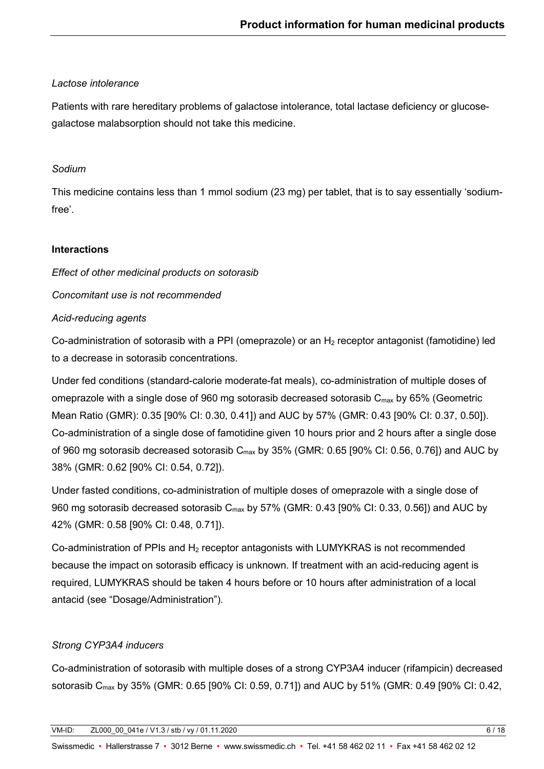*Lactose intolerance*

Patients with rare hereditary problems of galactose intolerance, total lactase deficiency or glucose-galactose malabsorption should not take this medicine.

*Sodium*

This medicine contains less than 1 mmol sodium (23 mg) per tablet, that is to say essentially 'sodium-free'.

**Interactions**

*Effect of other medicinal products on sotorasib*

*Concomitant use is not recommended*

*Acid-reducing agents*

Co-administration of sotorasib with a PPI (omeprazole) or an $H_2$ receptor antagonist (famotidine) led to a decrease in sotorasib concentrations.

Under fed conditions (standard-calorie moderate-fat meals), co-administration of multiple doses of omeprazole with a single dose of 960 mg sotorasib decreased sotorasib $C_{max}$ by 65% (Geometric Mean Ratio (GMR): 0.35 [90% CI: 0.30, 0.41]) and AUC by 57% (GMR: 0.43 [90% CI: 0.37, 0.50]). Co-administration of a single dose of famotidine given 10 hours prior and 2 hours after a single dose of 960 mg sotorasib decreased sotorasib $C_{max}$ by 35% (GMR: 0.65 [90% CI: 0.56, 0.76]) and AUC by 38% (GMR: 0.62 [90% CI: 0.54, 0.72]).

Under fasted conditions, co-administration of multiple doses of omeprazole with a single dose of 960 mg sotorasib decreased sotorasib $C_{max}$ by 57% (GMR: 0.43 [90% CI: 0.33, 0.56]) and AUC by 42% (GMR: 0.58 [90% CI: 0.48, 0.71]).

Co-administration of PPIs and $H_2$ receptor antagonists with LUMYKRAS is not recommended because the impact on sotorasib efficacy is unknown. If treatment with an acid-reducing agent is required, LUMYKRAS should be taken 4 hours before or 10 hours after administration of a local antacid (see "Dosage/Administration").

*Strong CYP3A4 inducers*

Co-administration of sotorasib with multiple doses of a strong CYP3A4 inducer (rifampicin) decreased sotorasib $C_{max}$ by 35% (GMR: 0.65 [90% CI: 0.59, 0.71]) and AUC by 51% (GMR: 0.49 [90% CI: 0.42,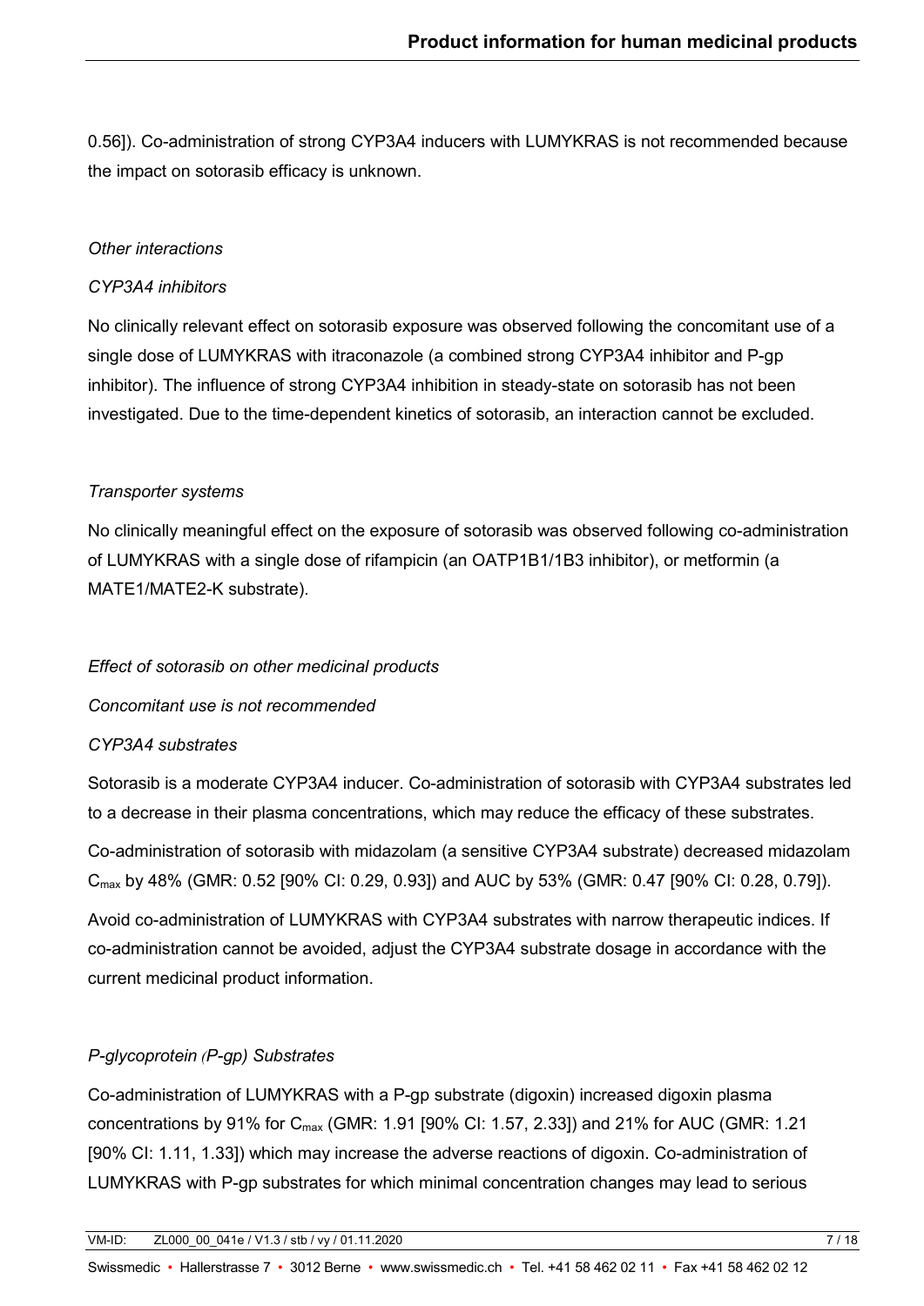0.56]). Co-administration of strong CYP3A4 inducers with LUMYKRAS is not recommended because the impact on sotorasib efficacy is unknown.

*Other interactions*

*CYP3A4 inhibitors*

No clinically relevant effect on sotorasib exposure was observed following the concomitant use of a single dose of LUMYKRAS with itraconazole (a combined strong CYP3A4 inhibitor and P-gp inhibitor). The influence of strong CYP3A4 inhibition in steady-state on sotorasib has not been investigated. Due to the time-dependent kinetics of sotorasib, an interaction cannot be excluded.

*Transporter systems*

No clinically meaningful effect on the exposure of sotorasib was observed following co-administration of LUMYKRAS with a single dose of rifampicin (an OATP1B1/1B3 inhibitor), or metformin (a MATE1/MATE2-K substrate).

*Effect of sotorasib on other medicinal products*

*Concomitant use is not recommended*

*CYP3A4 substrates*

Sotorasib is a moderate CYP3A4 inducer. Co-administration of sotorasib with CYP3A4 substrates led to a decrease in their plasma concentrations, which may reduce the efficacy of these substrates.

Co-administration of sotorasib with midazolam (a sensitive CYP3A4 substrate) decreased midazolam $C_{max}$ by 48% (GMR: 0.52 [90% CI: 0.29, 0.93]) and AUC by 53% (GMR: 0.47 [90% CI: 0.28, 0.79]).

Avoid co-administration of LUMYKRAS with CYP3A4 substrates with narrow therapeutic indices. If co-administration cannot be avoided, adjust the CYP3A4 substrate dosage in accordance with the current medicinal product information.

*P-glycoprotein (P-gp) Substrates*

Co-administration of LUMYKRAS with a P-gp substrate (digoxin) increased digoxin plasma concentrations by 91% for $C_{max}$ (GMR: 1.91 [90% CI: 1.57, 2.33]) and 21% for AUC (GMR: 1.21 [90% CI: 1.11, 1.33]) which may increase the adverse reactions of digoxin. Co-administration of LUMYKRAS with P-gp substrates for which minimal concentration changes may lead to serious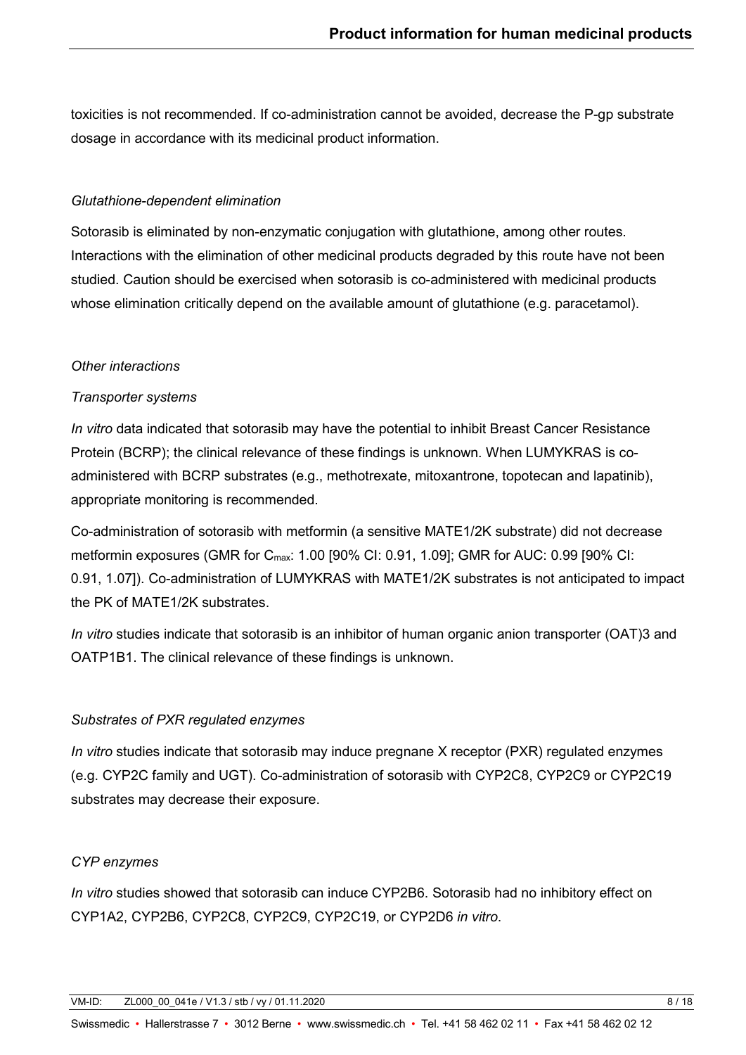toxicities is not recommended. If co-administration cannot be avoided, decrease the P-gp substrate dosage in accordance with its medicinal product information.

*Glutathione-dependent elimination*

Sotorasib is eliminated by non-enzymatic conjugation with glutathione, among other routes. Interactions with the elimination of other medicinal products degraded by this route have not been studied. Caution should be exercised when sotorasib is co-administered with medicinal products whose elimination critically depend on the available amount of glutathione (e.g. paracetamol).

*Other interactions*

*Transporter systems*

*In vitro* data indicated that sotorasib may have the potential to inhibit Breast Cancer Resistance Protein (BCRP); the clinical relevance of these findings is unknown. When LUMYKRAS is co-administered with BCRP substrates (e.g., methotrexate, mitoxantrone, topotecan and lapatinib), appropriate monitoring is recommended.

Co-administration of sotorasib with metformin (a sensitive MATE1/2K substrate) did not decrease metformin exposures (GMR for $C_{max}$: 1.00 [90% CI: 0.91, 1.09]; GMR for AUC: 0.99 [90% CI: 0.91, 1.07]). Co-administration of LUMYKRAS with MATE1/2K substrates is not anticipated to impact the PK of MATE1/2K substrates.

*In vitro* studies indicate that sotorasib is an inhibitor of human organic anion transporter (OAT)3 and OATP1B1. The clinical relevance of these findings is unknown.

*Substrates of PXR regulated enzymes*

*In vitro* studies indicate that sotorasib may induce pregnane X receptor (PXR) regulated enzymes (e.g. CYP2C family and UGT). Co-administration of sotorasib with CYP2C8, CYP2C9 or CYP2C19 substrates may decrease their exposure.

*CYP enzymes*

*In vitro* studies showed that sotorasib can induce CYP2B6. Sotorasib had no inhibitory effect on CYP1A2, CYP2B6, CYP2C8, CYP2C9, CYP2C19, or CYP2D6 *in vitro*.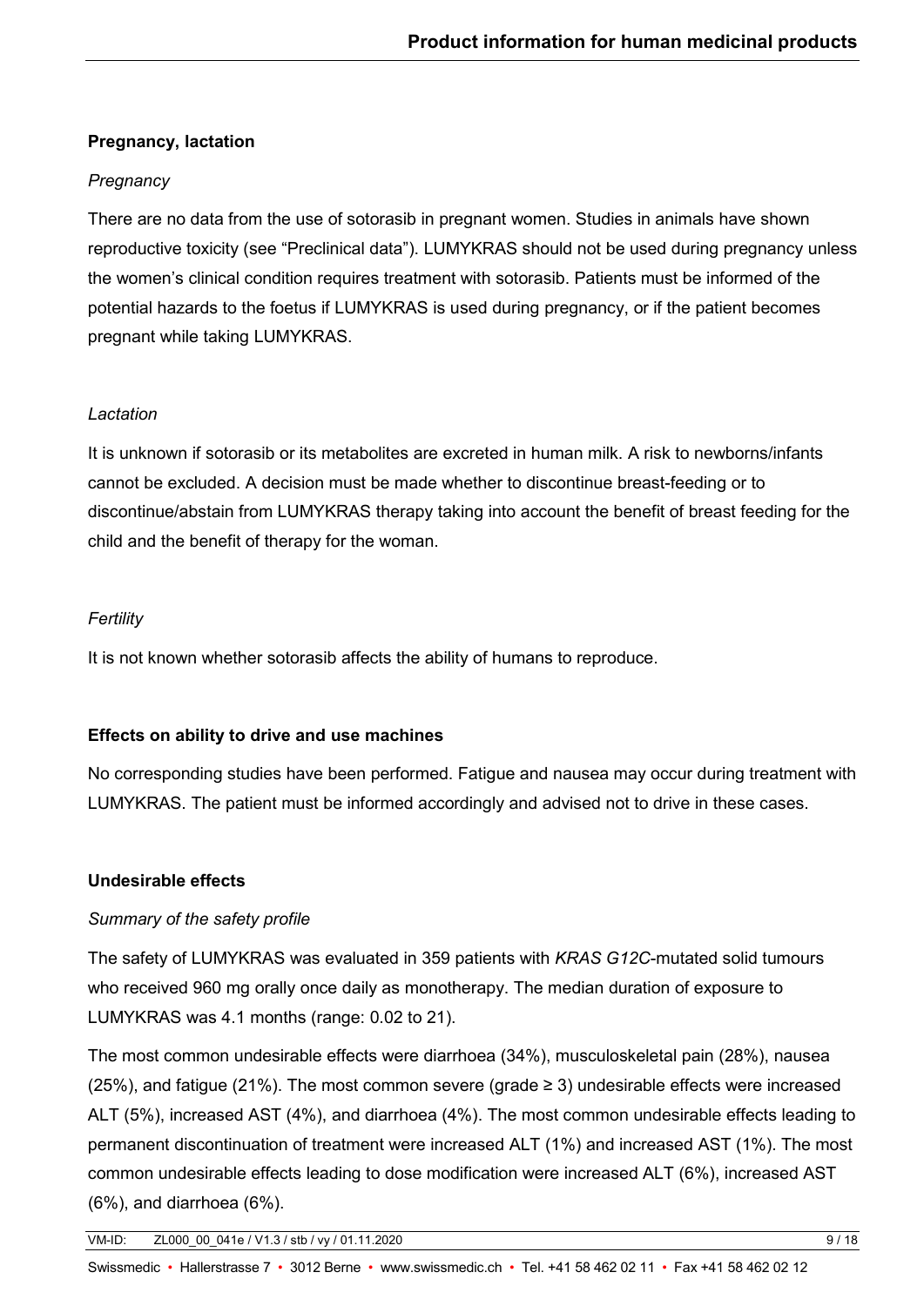## Pregnancy, lactation

*Pregnancy*

There are no data from the use of sotorasib in pregnant women. Studies in animals have shown reproductive toxicity (see "Preclinical data"). LUMYKRAS should not be used during pregnancy unless the women's clinical condition requires treatment with sotorasib. Patients must be informed of the potential hazards to the foetus if LUMYKRAS is used during pregnancy, or if the patient becomes pregnant while taking LUMYKRAS.

*Lactation*

It is unknown if sotorasib or its metabolites are excreted in human milk. A risk to newborns/infants cannot be excluded. A decision must be made whether to discontinue breast-feeding or to discontinue/abstain from LUMYKRAS therapy taking into account the benefit of breast feeding for the child and the benefit of therapy for the woman.

*Fertility*

It is not known whether sotorasib affects the ability of humans to reproduce.

## Effects on ability to drive and use machines

No corresponding studies have been performed. Fatigue and nausea may occur during treatment with LUMYKRAS. The patient must be informed accordingly and advised not to drive in these cases.

## Undesirable effects

*Summary of the safety profile*

The safety of LUMYKRAS was evaluated in 359 patients with *KRAS G12C*-mutated solid tumours who received 960 mg orally once daily as monotherapy. The median duration of exposure to LUMYKRAS was 4.1 months (range: 0.02 to 21).

The most common undesirable effects were diarrhoea (34%), musculoskeletal pain (28%), nausea (25%), and fatigue (21%). The most common severe (grade ≥ 3) undesirable effects were increased ALT (5%), increased AST (4%), and diarrhoea (4%). The most common undesirable effects leading to permanent discontinuation of treatment were increased ALT (1%) and increased AST (1%). The most common undesirable effects leading to dose modification were increased ALT (6%), increased AST (6%), and diarrhoea (6%).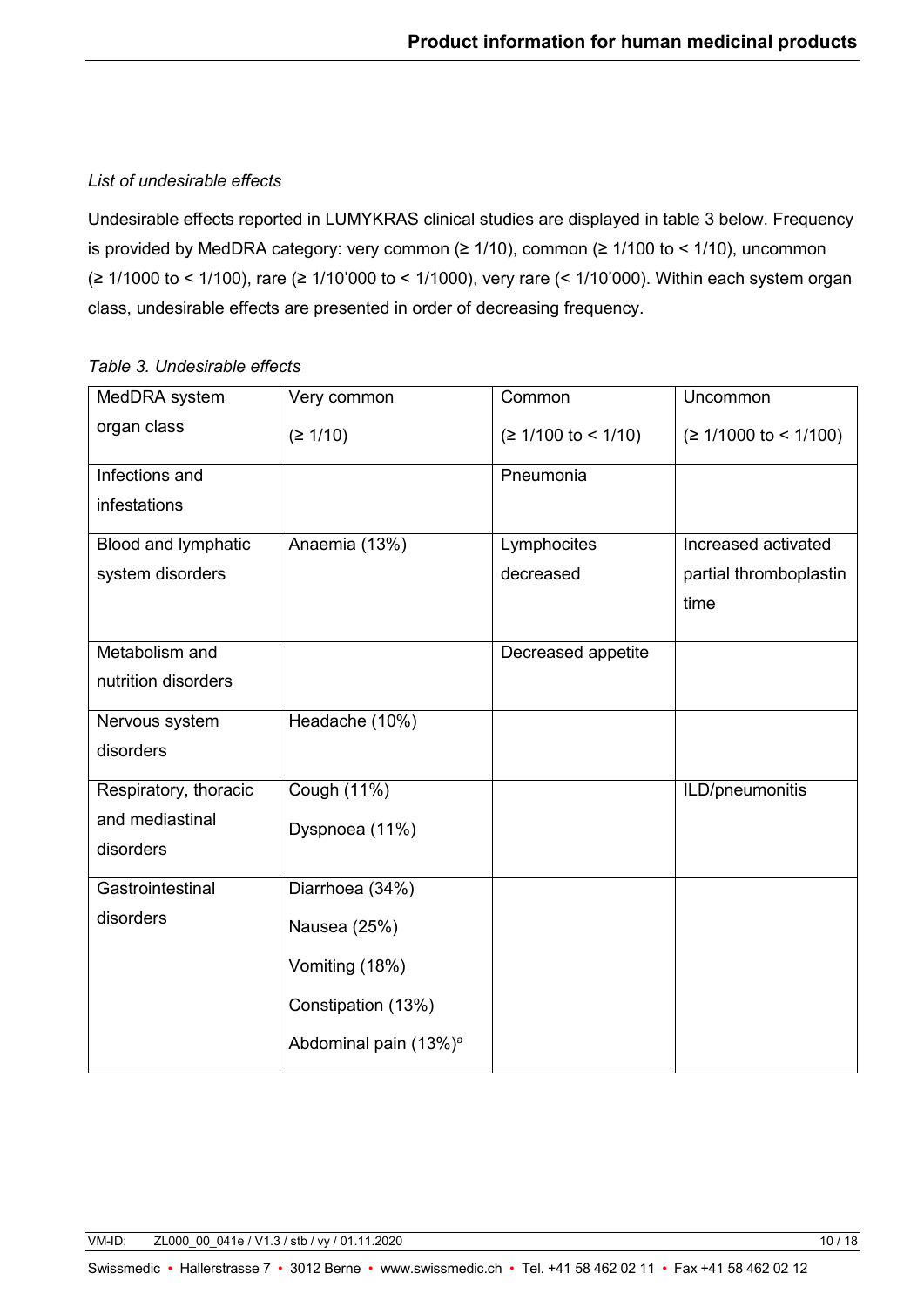*List of undesirable effects*

Undesirable effects reported in LUMYKRAS clinical studies are displayed in table 3 below. Frequency is provided by MedDRA category: very common (≥ 1/10), common (≥ 1/100 to < 1/10), uncommon (≥ 1/1000 to < 1/100), rare (≥ 1/10'000 to < 1/1000), very rare (< 1/10'000). Within each system organ class, undesirable effects are presented in order of decreasing frequency.

*Table 3. Undesirable effects*

| MedDRA system organ class | Very common (≥ 1/10) | Common (≥ 1/100 to < 1/10) | Uncommon (≥ 1/1000 to < 1/100) |
|---|---|---|---|
| Infections and infestations | | Pneumonia | |
| Blood and lymphatic system disorders | Anaemia (13%) | Lymphocites decreased | Increased activated partial thromboplastin time |
| Metabolism and nutrition disorders | | Decreased appetite | |
| Nervous system disorders | Headache (10%) | | |
| Respiratory, thoracic and mediastinal disorders | Cough (11%)<br>Dyspnoea (11%) | | ILD/pneumonitis |
| Gastrointestinal disorders | Diarrhoea (34%)<br>Nausea (25%)<br>Vomiting (18%)<br>Constipation (13%)<br>Abdominal pain (13%)[a] | | |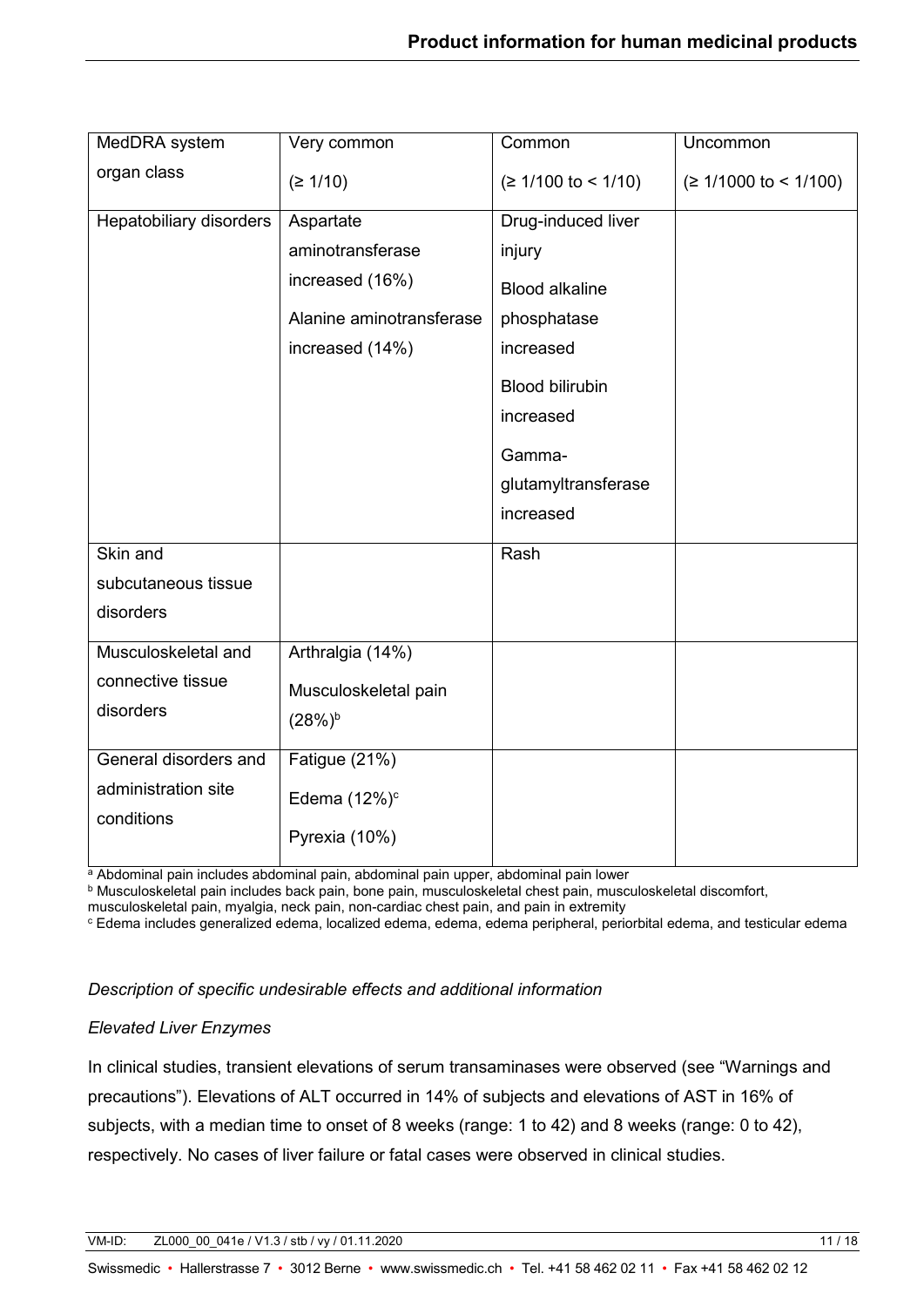| MedDRA system organ class | Very common (≥ 1/10) | Common (≥ 1/100 to < 1/10) | Uncommon (≥ 1/1000 to < 1/100) |
|---|---|---|---|
| Hepatobiliary disorders | Aspartate aminotransferase increased (16%)<br>Alanine aminotransferase increased (14%) | Drug-induced liver injury<br>Blood alkaline phosphatase increased<br>Blood bilirubin increased<br>Gamma-glutamyltransferase increased | |
| Skin and subcutaneous tissue disorders | | Rash | |
| Musculoskeletal and connective tissue disorders | Arthralgia (14%)<br>Musculoskeletal pain (28%)[b] | | |
| General disorders and administration site conditions | Fatigue (21%)<br>Edema (12%)[c]<br>Pyrexia (10%) | | |

[a] Abdominal pain includes abdominal pain, abdominal pain upper, abdominal pain lower

[b] Musculoskeletal pain includes back pain, bone pain, musculoskeletal chest pain, musculoskeletal discomfort, musculoskeletal pain, myalgia, neck pain, non-cardiac chest pain, and pain in extremity

[c] Edema includes generalized edema, localized edema, edema, edema peripheral, periorbital edema, and testicular edema

*Description of specific undesirable effects and additional information*

*Elevated Liver Enzymes*

In clinical studies, transient elevations of serum transaminases were observed (see "Warnings and precautions"). Elevations of ALT occurred in 14% of subjects and elevations of AST in 16% of subjects, with a median time to onset of 8 weeks (range: 1 to 42) and 8 weeks (range: 0 to 42), respectively. No cases of liver failure or fatal cases were observed in clinical studies.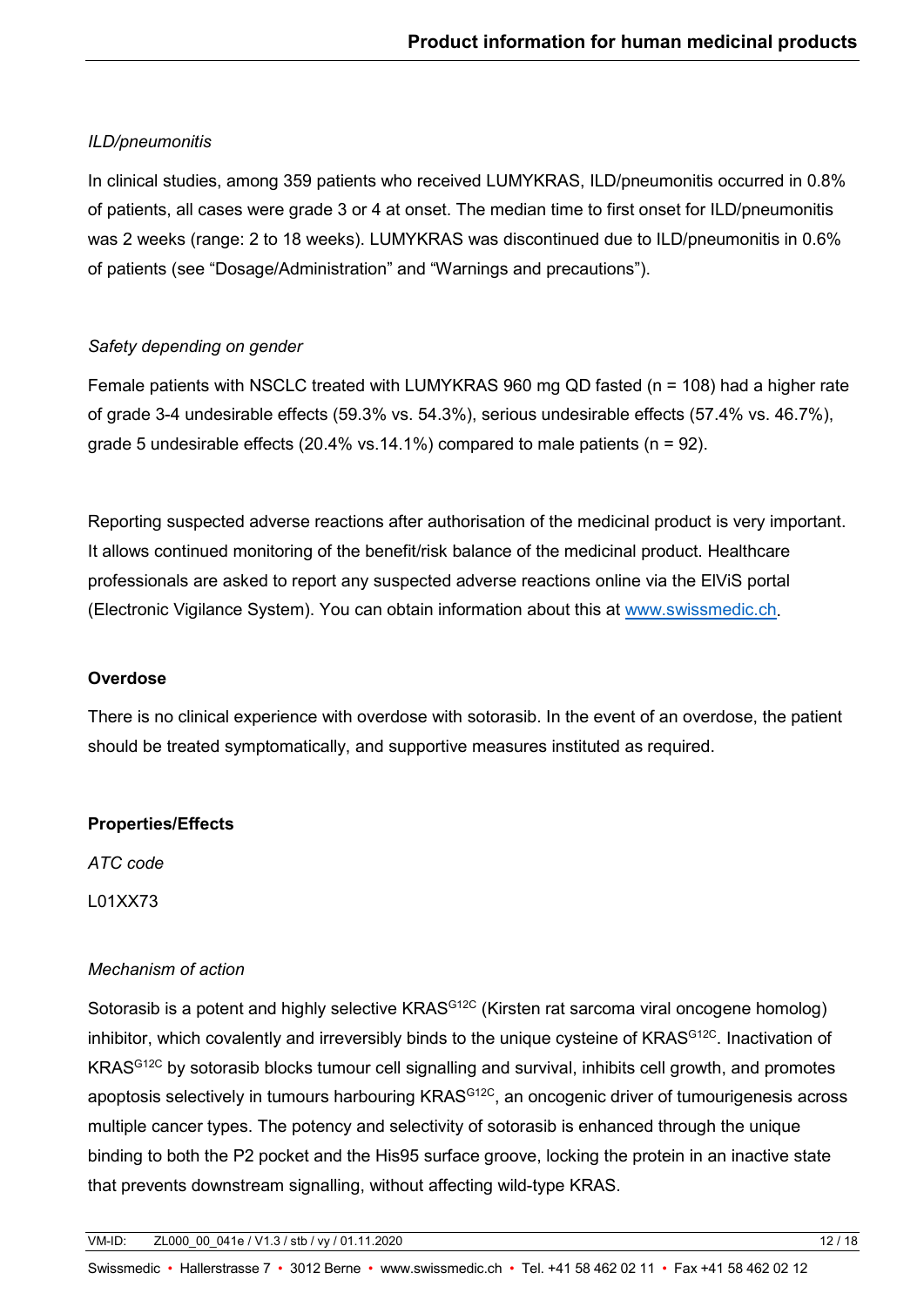*ILD/pneumonitis*

In clinical studies, among 359 patients who received LUMYKRAS, ILD/pneumonitis occurred in 0.8% of patients, all cases were grade 3 or 4 at onset. The median time to first onset for ILD/pneumonitis was 2 weeks (range: 2 to 18 weeks). LUMYKRAS was discontinued due to ILD/pneumonitis in 0.6% of patients (see “Dosage/Administration” and “Warnings and precautions”).

*Safety depending on gender*

Female patients with NSCLC treated with LUMYKRAS 960 mg QD fasted (n = 108) had a higher rate of grade 3-4 undesirable effects (59.3% vs. 54.3%), serious undesirable effects (57.4% vs. 46.7%), grade 5 undesirable effects (20.4% vs.14.1%) compared to male patients (n = 92).

Reporting suspected adverse reactions after authorisation of the medicinal product is very important. It allows continued monitoring of the benefit/risk balance of the medicinal product. Healthcare professionals are asked to report any suspected adverse reactions online via the ElViS portal (Electronic Vigilance System). You can obtain information about this at www.swissmedic.ch.

**Overdose**

There is no clinical experience with overdose with sotorasib. In the event of an overdose, the patient should be treated symptomatically, and supportive measures instituted as required.

**Properties/Effects**

*ATC code*

L01XX73

*Mechanism of action*

Sotorasib is a potent and highly selective $KRAS^{G12C}$ (Kirsten rat sarcoma viral oncogene homolog) inhibitor, which covalently and irreversibly binds to the unique cysteine of $KRAS^{G12C}$. Inactivation of $KRAS^{G12C}$ by sotorasib blocks tumour cell signalling and survival, inhibits cell growth, and promotes apoptosis selectively in tumours harbouring $KRAS^{G12C}$, an oncogenic driver of tumourigenesis across multiple cancer types. The potency and selectivity of sotorasib is enhanced through the unique binding to both the P2 pocket and the His95 surface groove, locking the protein in an inactive state that prevents downstream signalling, without affecting wild-type KRAS.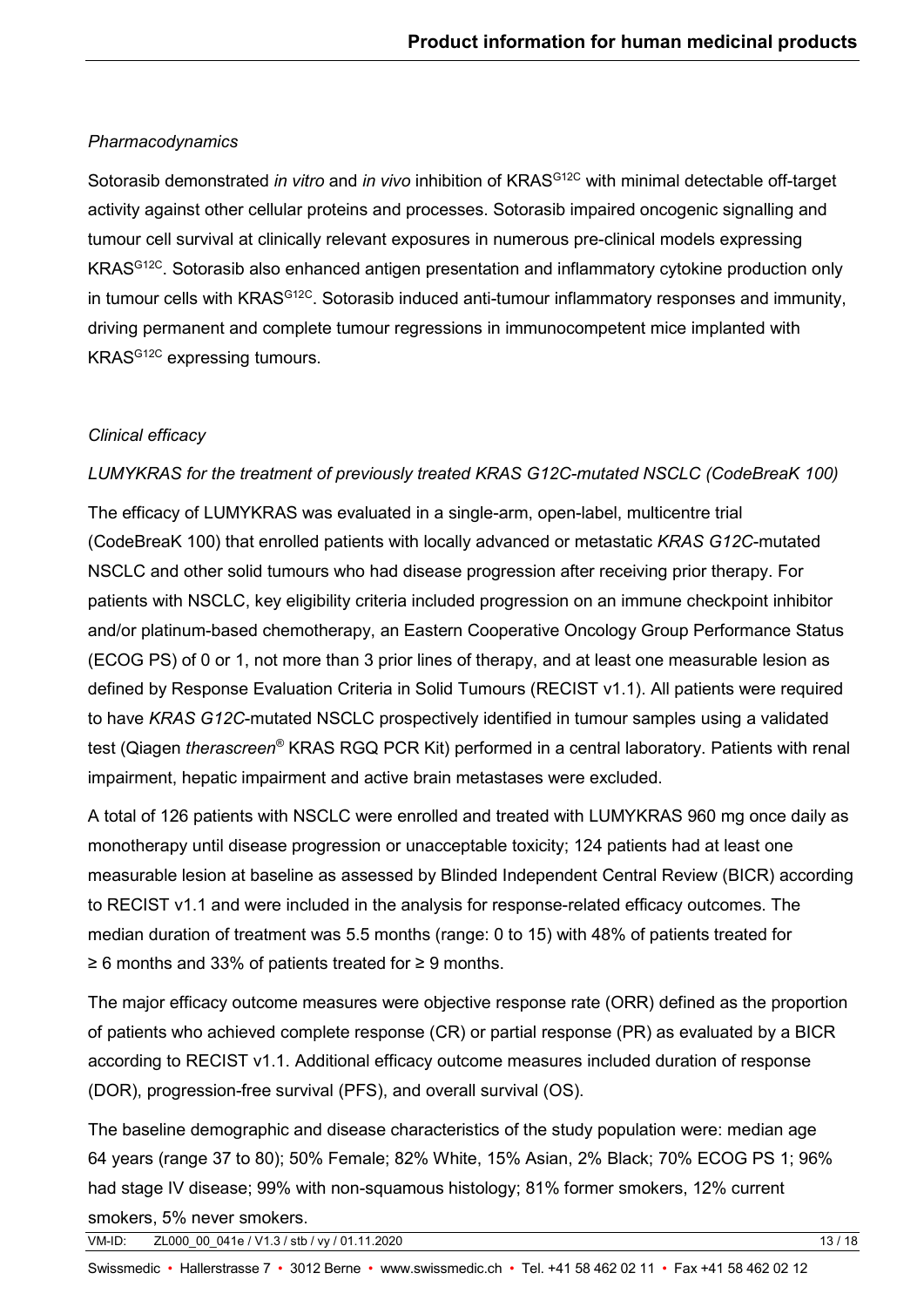*Pharmacodynamics*

Sotorasib demonstrated *in vitro* and *in vivo* inhibition of $KRAS^{G12C}$ with minimal detectable off-target activity against other cellular proteins and processes. Sotorasib impaired oncogenic signalling and tumour cell survival at clinically relevant exposures in numerous pre-clinical models expressing $KRAS^{G12C}$. Sotorasib also enhanced antigen presentation and inflammatory cytokine production only in tumour cells with $KRAS^{G12C}$. Sotorasib induced anti-tumour inflammatory responses and immunity, driving permanent and complete tumour regressions in immunocompetent mice implanted with $KRAS^{G12C}$ expressing tumours.

*Clinical efficacy*

*LUMYKRAS for the treatment of previously treated KRAS G12C-mutated NSCLC (CodeBreaK 100)*

The efficacy of LUMYKRAS was evaluated in a single-arm, open-label, multicentre trial (CodeBreaK 100) that enrolled patients with locally advanced or metastatic *KRAS G12C*-mutated NSCLC and other solid tumours who had disease progression after receiving prior therapy. For patients with NSCLC, key eligibility criteria included progression on an immune checkpoint inhibitor and/or platinum-based chemotherapy, an Eastern Cooperative Oncology Group Performance Status (ECOG PS) of 0 or 1, not more than 3 prior lines of therapy, and at least one measurable lesion as defined by Response Evaluation Criteria in Solid Tumours (RECIST v1.1). All patients were required to have *KRAS G12C*-mutated NSCLC prospectively identified in tumour samples using a validated test (Qiagen *therascreen*® KRAS RGQ PCR Kit) performed in a central laboratory. Patients with renal impairment, hepatic impairment and active brain metastases were excluded.

A total of 126 patients with NSCLC were enrolled and treated with LUMYKRAS 960 mg once daily as monotherapy until disease progression or unacceptable toxicity; 124 patients had at least one measurable lesion at baseline as assessed by Blinded Independent Central Review (BICR) according to RECIST v1.1 and were included in the analysis for response-related efficacy outcomes. The median duration of treatment was 5.5 months (range: 0 to 15) with 48% of patients treated for ≥ 6 months and 33% of patients treated for ≥ 9 months.

The major efficacy outcome measures were objective response rate (ORR) defined as the proportion of patients who achieved complete response (CR) or partial response (PR) as evaluated by a BICR according to RECIST v1.1. Additional efficacy outcome measures included duration of response (DOR), progression-free survival (PFS), and overall survival (OS).

The baseline demographic and disease characteristics of the study population were: median age 64 years (range 37 to 80); 50% Female; 82% White, 15% Asian, 2% Black; 70% ECOG PS 1; 96% had stage IV disease; 99% with non-squamous histology; 81% former smokers, 12% current smokers, 5% never smokers.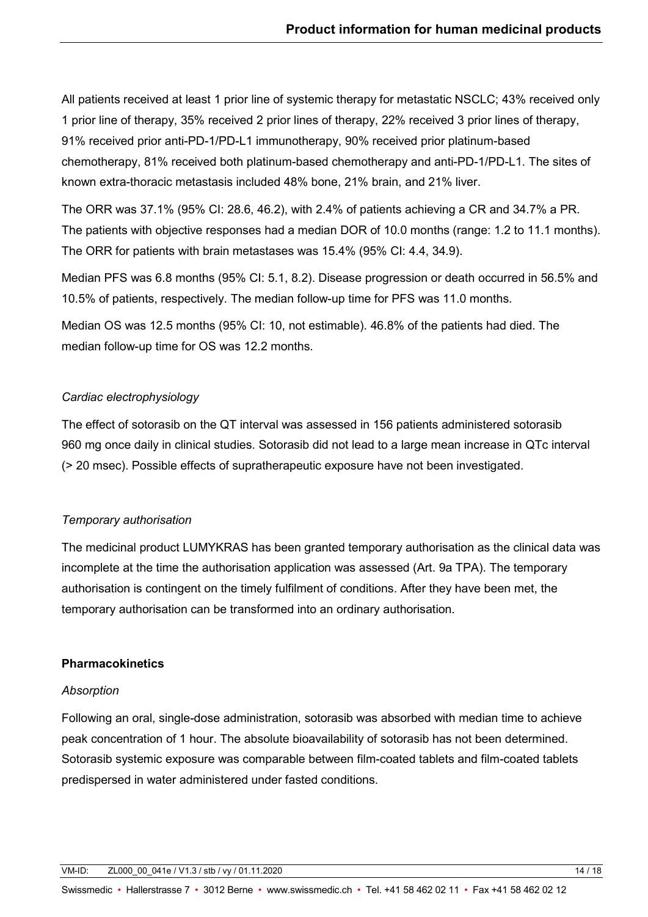All patients received at least 1 prior line of systemic therapy for metastatic NSCLC; 43% received only 1 prior line of therapy, 35% received 2 prior lines of therapy, 22% received 3 prior lines of therapy, 91% received prior anti-PD-1/PD-L1 immunotherapy, 90% received prior platinum-based chemotherapy, 81% received both platinum-based chemotherapy and anti-PD-1/PD-L1. The sites of known extra-thoracic metastasis included 48% bone, 21% brain, and 21% liver.

The ORR was 37.1% (95% CI: 28.6, 46.2), with 2.4% of patients achieving a CR and 34.7% a PR. The patients with objective responses had a median DOR of 10.0 months (range: 1.2 to 11.1 months). The ORR for patients with brain metastases was 15.4% (95% CI: 4.4, 34.9).

Median PFS was 6.8 months (95% CI: 5.1, 8.2). Disease progression or death occurred in 56.5% and 10.5% of patients, respectively. The median follow-up time for PFS was 11.0 months.

Median OS was 12.5 months (95% CI: 10, not estimable). 46.8% of the patients had died. The median follow-up time for OS was 12.2 months.

*Cardiac electrophysiology*

The effect of sotorasib on the QT interval was assessed in 156 patients administered sotorasib 960 mg once daily in clinical studies. Sotorasib did not lead to a large mean increase in QTc interval (> 20 msec). Possible effects of supratherapeutic exposure have not been investigated.

*Temporary authorisation*

The medicinal product LUMYKRAS has been granted temporary authorisation as the clinical data was incomplete at the time the authorisation application was assessed (Art. 9a TPA). The temporary authorisation is contingent on the timely fulfilment of conditions. After they have been met, the temporary authorisation can be transformed into an ordinary authorisation.

**Pharmacokinetics**

*Absorption*

Following an oral, single-dose administration, sotorasib was absorbed with median time to achieve peak concentration of 1 hour. The absolute bioavailability of sotorasib has not been determined. Sotorasib systemic exposure was comparable between film-coated tablets and film-coated tablets predispersed in water administered under fasted conditions.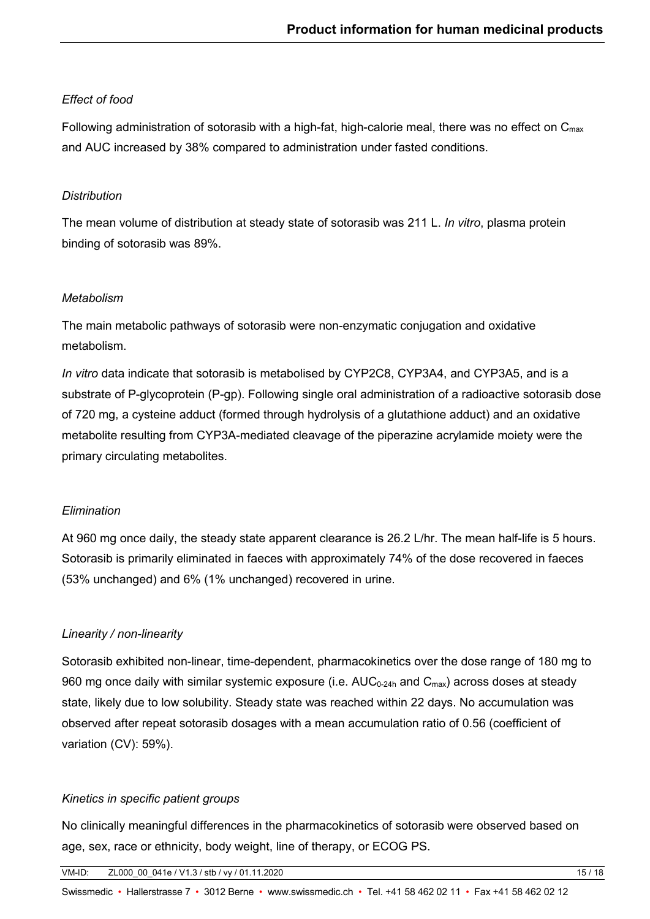*Effect of food*

Following administration of sotorasib with a high-fat, high-calorie meal, there was no effect on $C_{max}$ and AUC increased by 38% compared to administration under fasted conditions.

*Distribution*

The mean volume of distribution at steady state of sotorasib was 211 L. *In vitro*, plasma protein binding of sotorasib was 89%.

*Metabolism*

The main metabolic pathways of sotorasib were non-enzymatic conjugation and oxidative metabolism.

*In vitro* data indicate that sotorasib is metabolised by CYP2C8, CYP3A4, and CYP3A5, and is a substrate of P-glycoprotein (P-gp). Following single oral administration of a radioactive sotorasib dose of 720 mg, a cysteine adduct (formed through hydrolysis of a glutathione adduct) and an oxidative metabolite resulting from CYP3A-mediated cleavage of the piperazine acrylamide moiety were the primary circulating metabolites.

*Elimination*

At 960 mg once daily, the steady state apparent clearance is 26.2 L/hr. The mean half-life is 5 hours. Sotorasib is primarily eliminated in faeces with approximately 74% of the dose recovered in faeces (53% unchanged) and 6% (1% unchanged) recovered in urine.

*Linearity / non-linearity*

Sotorasib exhibited non-linear, time-dependent, pharmacokinetics over the dose range of 180 mg to 960 mg once daily with similar systemic exposure (i.e. $AUC_{0\text{-}24h}$ and $C_{max}$) across doses at steady state, likely due to low solubility. Steady state was reached within 22 days. No accumulation was observed after repeat sotorasib dosages with a mean accumulation ratio of 0.56 (coefficient of variation (CV): 59%).

*Kinetics in specific patient groups*

No clinically meaningful differences in the pharmacokinetics of sotorasib were observed based on age, sex, race or ethnicity, body weight, line of therapy, or ECOG PS.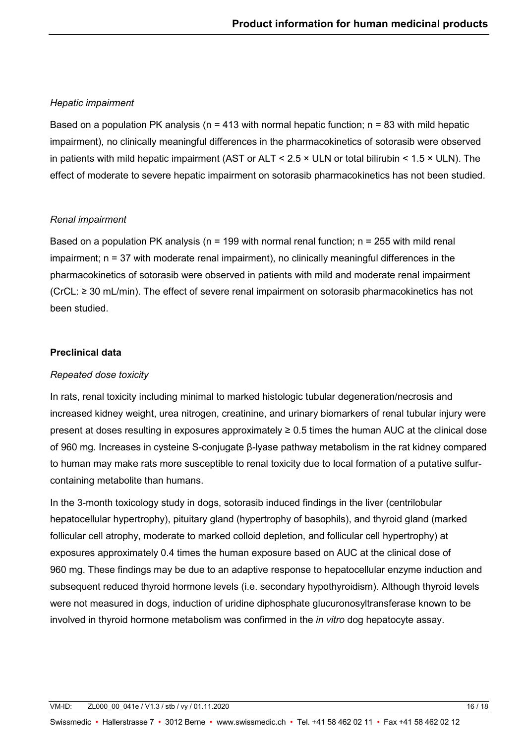*Hepatic impairment*

Based on a population PK analysis (n = 413 with normal hepatic function; n = 83 with mild hepatic impairment), no clinically meaningful differences in the pharmacokinetics of sotorasib were observed in patients with mild hepatic impairment (AST or ALT < 2.5 × ULN or total bilirubin < 1.5 × ULN). The effect of moderate to severe hepatic impairment on sotorasib pharmacokinetics has not been studied.

*Renal impairment*

Based on a population PK analysis (n = 199 with normal renal function; n = 255 with mild renal impairment; n = 37 with moderate renal impairment), no clinically meaningful differences in the pharmacokinetics of sotorasib were observed in patients with mild and moderate renal impairment (CrCL: ≥ 30 mL/min). The effect of severe renal impairment on sotorasib pharmacokinetics has not been studied.

**Preclinical data**

*Repeated dose toxicity*

In rats, renal toxicity including minimal to marked histologic tubular degeneration/necrosis and increased kidney weight, urea nitrogen, creatinine, and urinary biomarkers of renal tubular injury were present at doses resulting in exposures approximately ≥ 0.5 times the human AUC at the clinical dose of 960 mg. Increases in cysteine S-conjugate β-lyase pathway metabolism in the rat kidney compared to human may make rats more susceptible to renal toxicity due to local formation of a putative sulfur-containing metabolite than humans.

In the 3-month toxicology study in dogs, sotorasib induced findings in the liver (centrilobular hepatocellular hypertrophy), pituitary gland (hypertrophy of basophils), and thyroid gland (marked follicular cell atrophy, moderate to marked colloid depletion, and follicular cell hypertrophy) at exposures approximately 0.4 times the human exposure based on AUC at the clinical dose of 960 mg. These findings may be due to an adaptive response to hepatocellular enzyme induction and subsequent reduced thyroid hormone levels (i.e. secondary hypothyroidism). Although thyroid levels were not measured in dogs, induction of uridine diphosphate glucuronosyltransferase known to be involved in thyroid hormone metabolism was confirmed in the *in vitro* dog hepatocyte assay.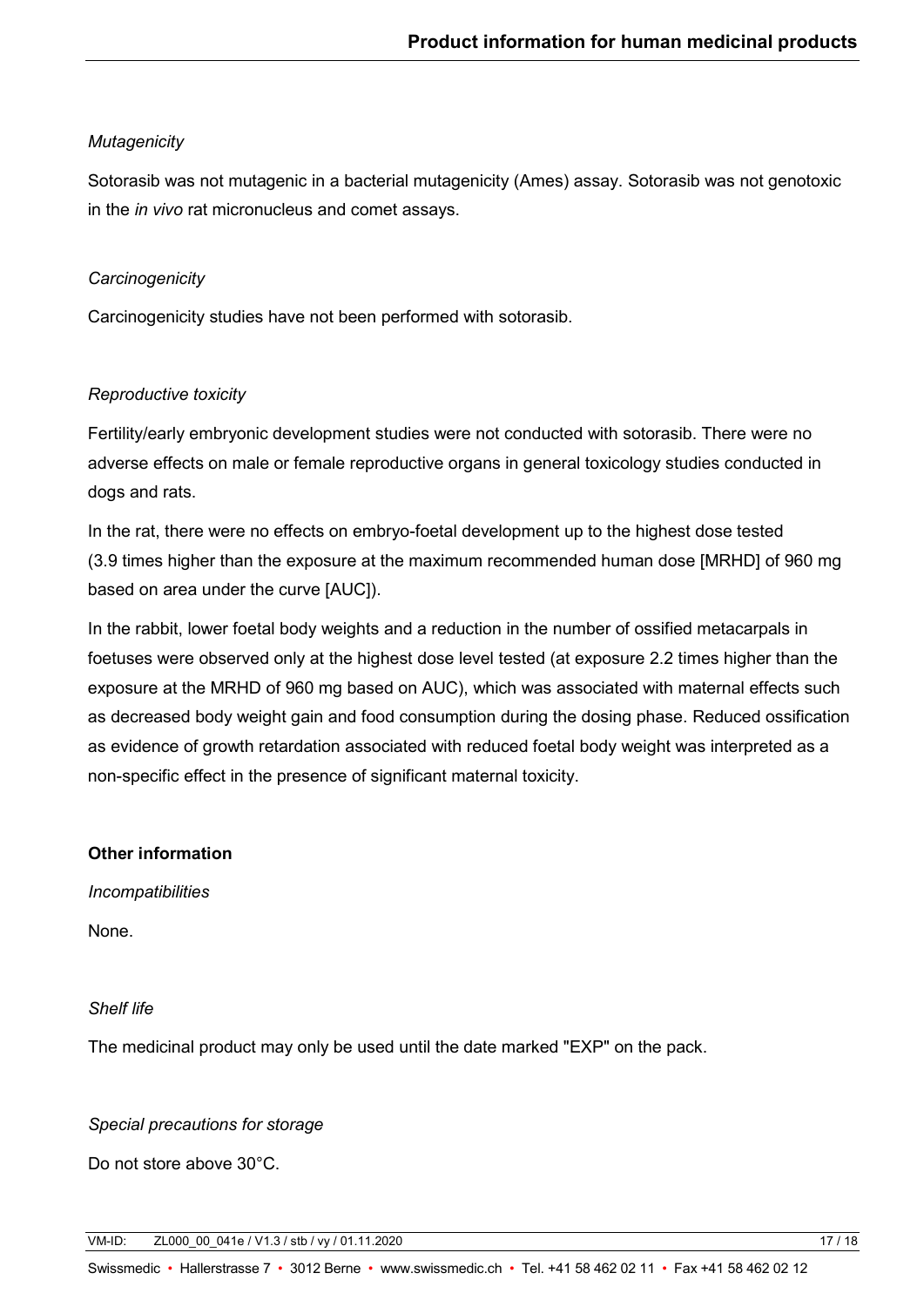*Mutagenicity*

Sotorasib was not mutagenic in a bacterial mutagenicity (Ames) assay. Sotorasib was not genotoxic in the *in vivo* rat micronucleus and comet assays.

*Carcinogenicity*

Carcinogenicity studies have not been performed with sotorasib.

*Reproductive toxicity*

Fertility/early embryonic development studies were not conducted with sotorasib. There were no adverse effects on male or female reproductive organs in general toxicology studies conducted in dogs and rats.

In the rat, there were no effects on embryo-foetal development up to the highest dose tested (3.9 times higher than the exposure at the maximum recommended human dose [MRHD] of 960 mg based on area under the curve [AUC]).

In the rabbit, lower foetal body weights and a reduction in the number of ossified metacarpals in foetuses were observed only at the highest dose level tested (at exposure 2.2 times higher than the exposure at the MRHD of 960 mg based on AUC), which was associated with maternal effects such as decreased body weight gain and food consumption during the dosing phase. Reduced ossification as evidence of growth retardation associated with reduced foetal body weight was interpreted as a non-specific effect in the presence of significant maternal toxicity.

**Other information**

*Incompatibilities*

None.

*Shelf life*

The medicinal product may only be used until the date marked "EXP" on the pack.

*Special precautions for storage*

Do not store above 30°C.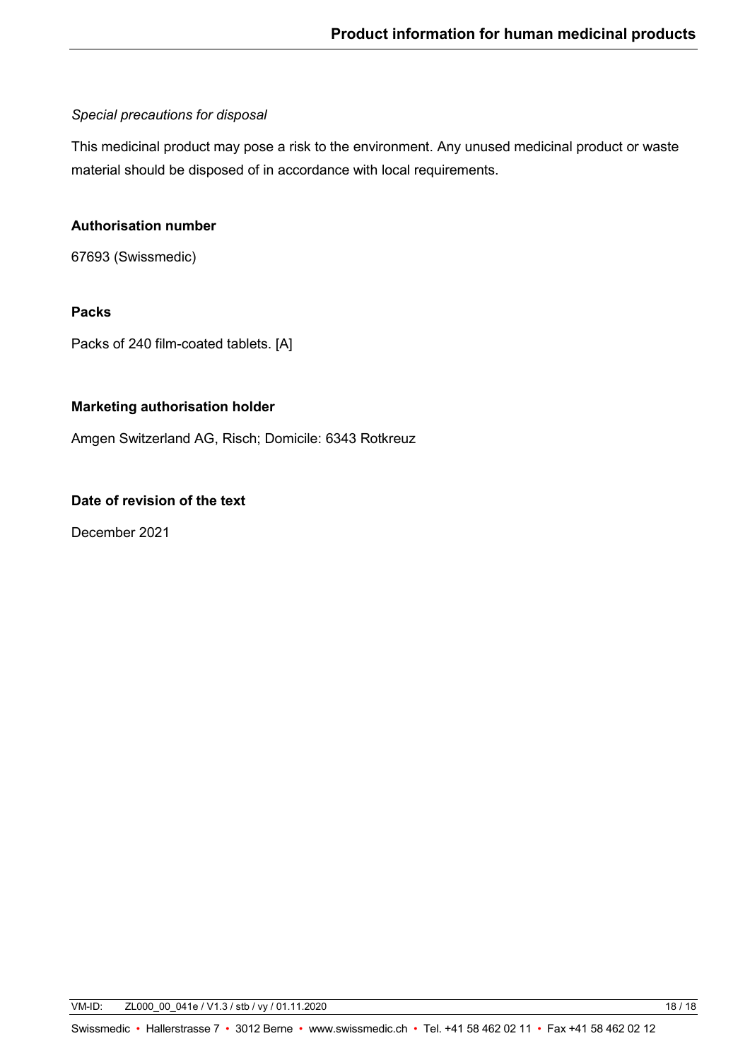*Special precautions for disposal*

This medicinal product may pose a risk to the environment. Any unused medicinal product or waste material should be disposed of in accordance with local requirements.

**Authorisation number**

67693 (Swissmedic)

**Packs**

Packs of 240 film-coated tablets. [A]

**Marketing authorisation holder**

Amgen Switzerland AG, Risch; Domicile: 6343 Rotkreuz

**Date of revision of the text**

December 2021